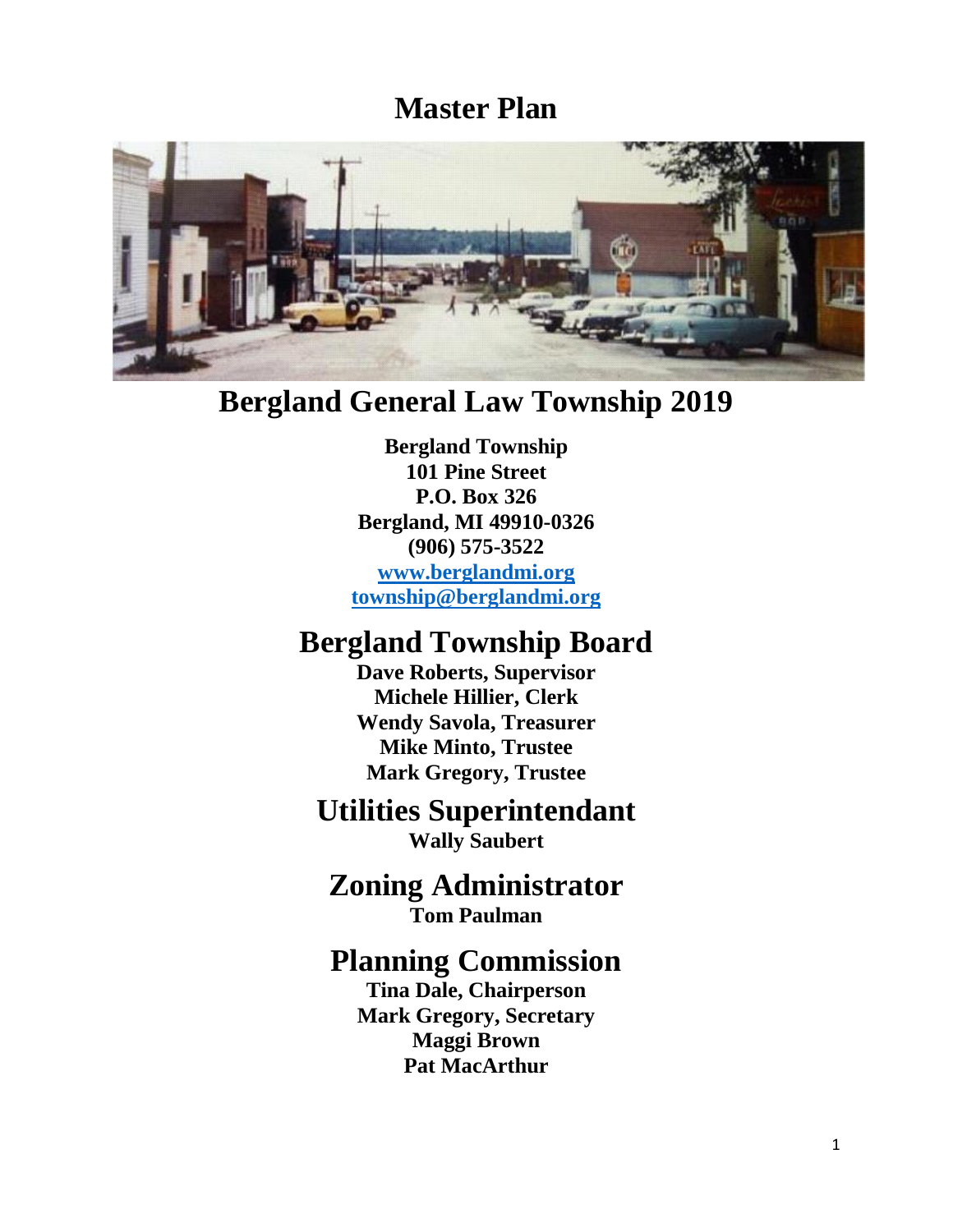# Master Plan

## Bergland General Law Township 2019

**Bergland Township**
**101 Pine Street**
**P.O. Box 326**
**Bergland, MI 49910-0326**
**(906) 575-3522**
**[www.berglandmi.org](http://www.berglandmi.org)**
**[township@berglandmi.org](mailto:township@berglandmi.org)**

## Bergland Township Board

**Dave Roberts, Supervisor**
**Michele Hillier, Clerk**
**Wendy Savola, Treasurer**
**Mike Minto, Trustee**
**Mark Gregory, Trustee**

## Utilities Superintendant

**Wally Saubert**

## Zoning Administrator

**Tom Paulman**

## Planning Commission

**Tina Dale, Chairperson**
**Mark Gregory, Secretary**
**Maggi Brown**
**Pat MacArthur**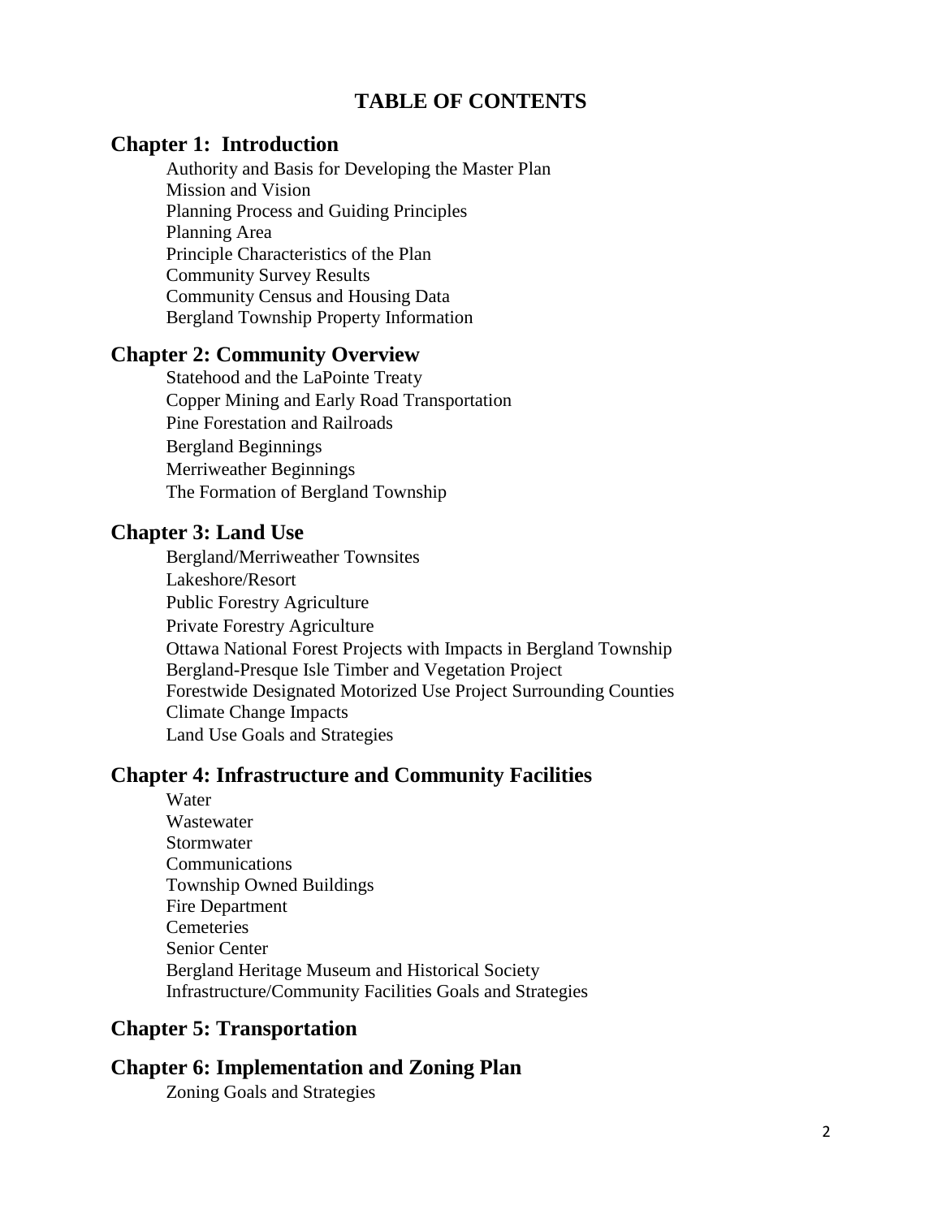# TABLE OF CONTENTS

## Chapter 1: Introduction

- Authority and Basis for Developing the Master Plan
- Mission and Vision
- Planning Process and Guiding Principles
- Planning Area
- Principle Characteristics of the Plan
- Community Survey Results
- Community Census and Housing Data
- Bergland Township Property Information

## Chapter 2: Community Overview

- Statehood and the LaPointe Treaty
- Copper Mining and Early Road Transportation
- Pine Forestation and Railroads
- Bergland Beginnings
- Merriweather Beginnings
- The Formation of Bergland Township

## Chapter 3: Land Use

- Bergland/Merriweather Townsites
- Lakeshore/Resort
- Public Forestry Agriculture
- Private Forestry Agriculture
- Ottawa National Forest Projects with Impacts in Bergland Township
- Bergland-Presque Isle Timber and Vegetation Project
- Forestwide Designated Motorized Use Project Surrounding Counties
- Climate Change Impacts
- Land Use Goals and Strategies

## Chapter 4: Infrastructure and Community Facilities

- Water
- Wastewater
- Stormwater
- Communications
- Township Owned Buildings
- Fire Department
- Cemeteries
- Senior Center
- Bergland Heritage Museum and Historical Society
- Infrastructure/Community Facilities Goals and Strategies

## Chapter 5: Transportation

## Chapter 6: Implementation and Zoning Plan

- Zoning Goals and Strategies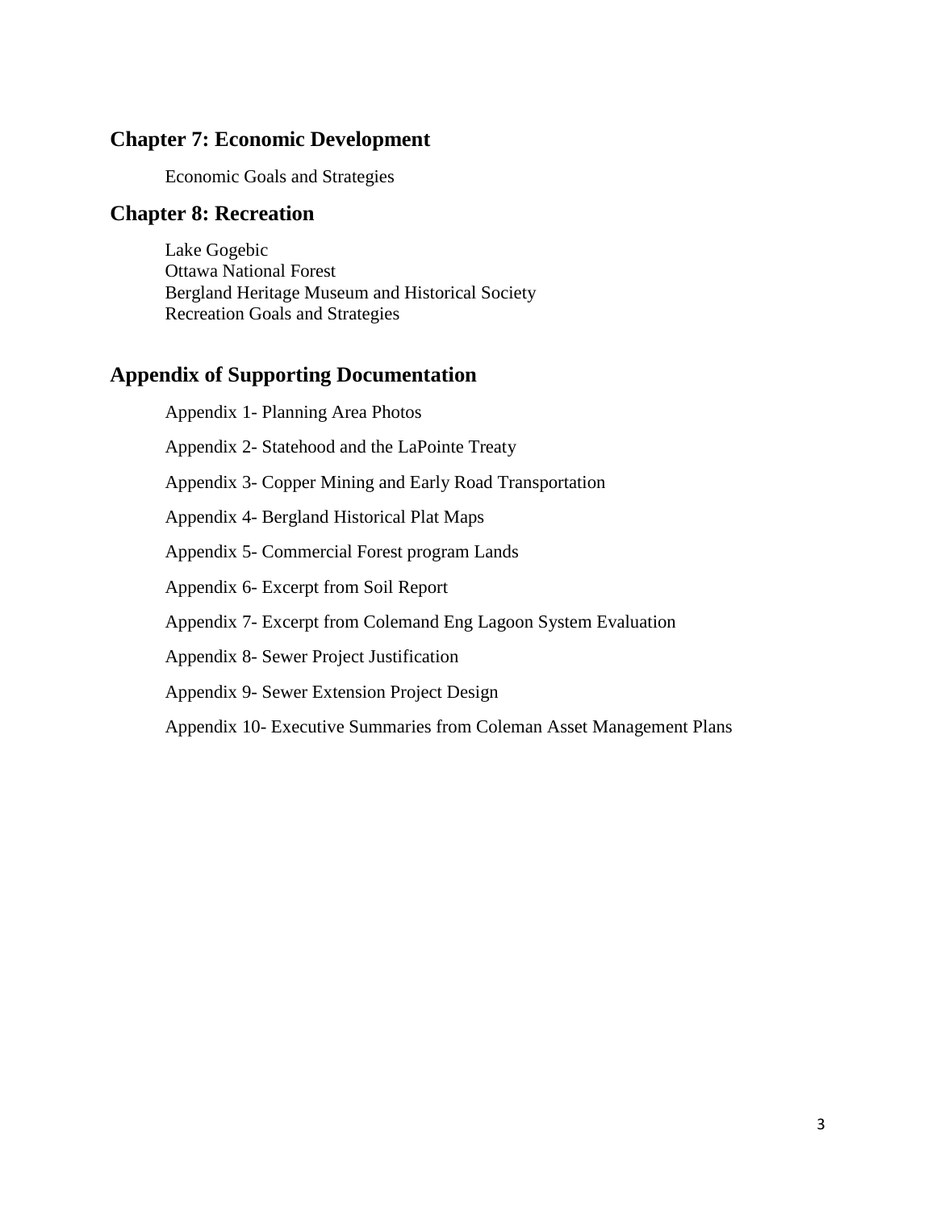## Chapter 7: Economic Development

Economic Goals and Strategies

## Chapter 8: Recreation

Lake Gogebic
Ottawa National Forest
Bergland Heritage Museum and Historical Society
Recreation Goals and Strategies

## Appendix of Supporting Documentation

Appendix 1- Planning Area Photos

Appendix 2- Statehood and the LaPointe Treaty

Appendix 3- Copper Mining and Early Road Transportation

Appendix 4- Bergland Historical Plat Maps

Appendix 5- Commercial Forest program Lands

Appendix 6- Excerpt from Soil Report

Appendix 7- Excerpt from Colemand Eng Lagoon System Evaluation

Appendix 8- Sewer Project Justification

Appendix 9- Sewer Extension Project Design

Appendix 10- Executive Summaries from Coleman Asset Management Plans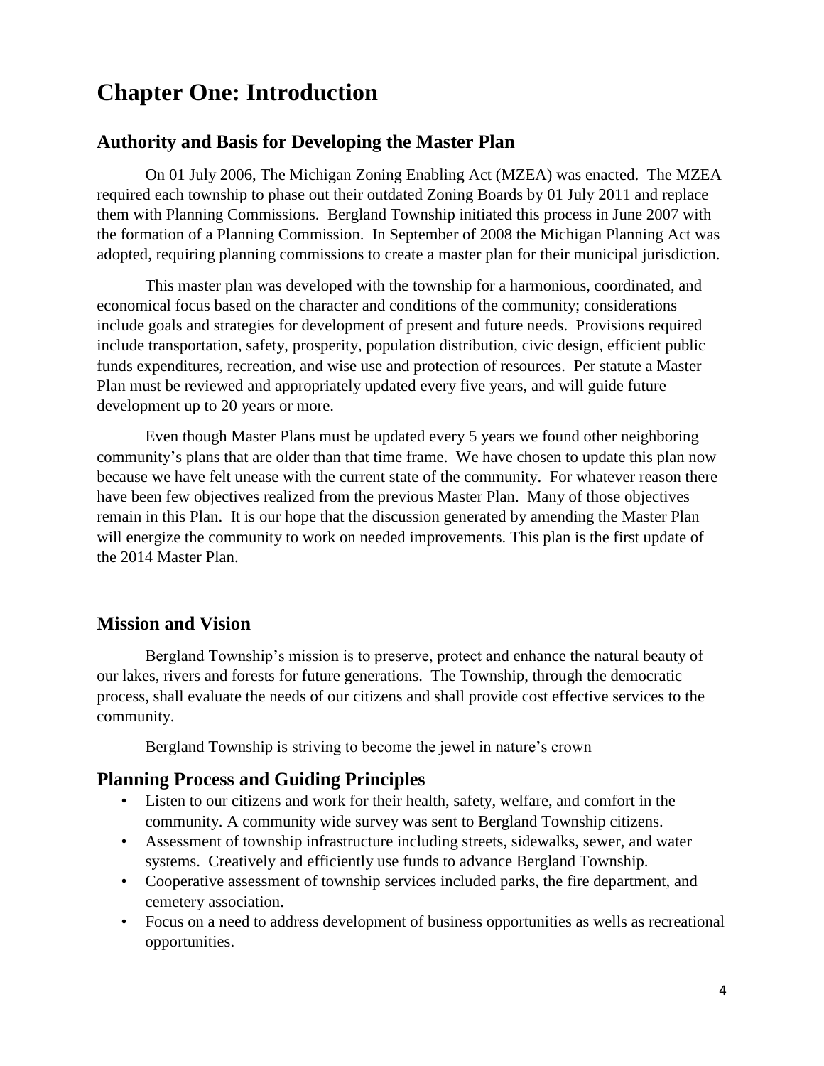# Chapter One: Introduction

## Authority and Basis for Developing the Master Plan

On 01 July 2006, The Michigan Zoning Enabling Act (MZEA) was enacted. The MZEA required each township to phase out their outdated Zoning Boards by 01 July 2011 and replace them with Planning Commissions. Bergland Township initiated this process in June 2007 with the formation of a Planning Commission. In September of 2008 the Michigan Planning Act was adopted, requiring planning commissions to create a master plan for their municipal jurisdiction.

This master plan was developed with the township for a harmonious, coordinated, and economical focus based on the character and conditions of the community; considerations include goals and strategies for development of present and future needs. Provisions required include transportation, safety, prosperity, population distribution, civic design, efficient public funds expenditures, recreation, and wise use and protection of resources. Per statute a Master Plan must be reviewed and appropriately updated every five years, and will guide future development up to 20 years or more.

Even though Master Plans must be updated every 5 years we found other neighboring community's plans that are older than that time frame. We have chosen to update this plan now because we have felt unease with the current state of the community. For whatever reason there have been few objectives realized from the previous Master Plan. Many of those objectives remain in this Plan. It is our hope that the discussion generated by amending the Master Plan will energize the community to work on needed improvements. This plan is the first update of the 2014 Master Plan.

## Mission and Vision

Bergland Township's mission is to preserve, protect and enhance the natural beauty of our lakes, rivers and forests for future generations. The Township, through the democratic process, shall evaluate the needs of our citizens and shall provide cost effective services to the community.

Bergland Township is striving to become the jewel in nature's crown

## Planning Process and Guiding Principles

- Listen to our citizens and work for their health, safety, welfare, and comfort in the community. A community wide survey was sent to Bergland Township citizens.
- Assessment of township infrastructure including streets, sidewalks, sewer, and water systems. Creatively and efficiently use funds to advance Bergland Township.
- Cooperative assessment of township services included parks, the fire department, and cemetery association.
- Focus on a need to address development of business opportunities as wells as recreational opportunities.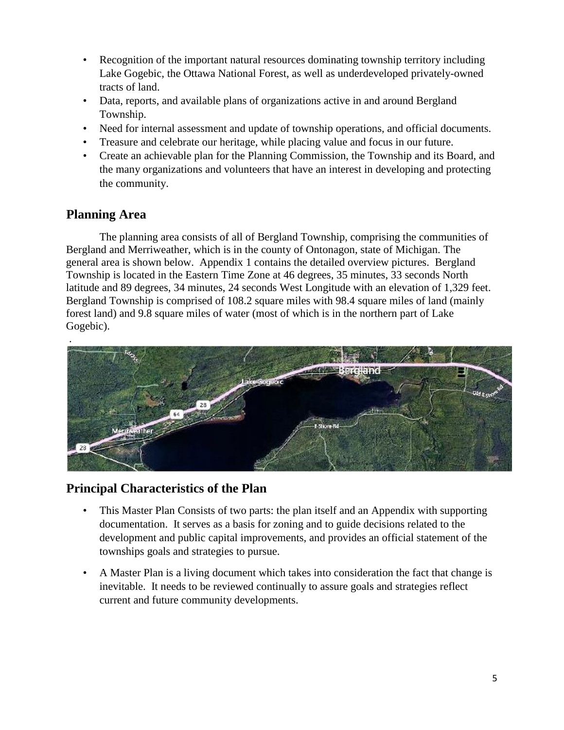- Recognition of the important natural resources dominating township territory including Lake Gogebic, the Ottawa National Forest, as well as underdeveloped privately-owned tracts of land.
- Data, reports, and available plans of organizations active in and around Bergland Township.
- Need for internal assessment and update of township operations, and official documents.
- Treasure and celebrate our heritage, while placing value and focus in our future.
- Create an achievable plan for the Planning Commission, the Township and its Board, and the many organizations and volunteers that have an interest in developing and protecting the community.

## Planning Area

The planning area consists of all of Bergland Township, comprising the communities of Bergland and Merriweather, which is in the county of Ontonagon, state of Michigan. The general area is shown below. Appendix 1 contains the detailed overview pictures. Bergland Township is located in the Eastern Time Zone at 46 degrees, 35 minutes, 33 seconds North latitude and 89 degrees, 34 minutes, 24 seconds West Longitude with an elevation of 1,329 feet. Bergland Township is comprised of 108.2 square miles with 98.4 square miles of land (mainly forest land) and 9.8 square miles of water (most of which is in the northern part of Lake Gogebic).

## Principal Characteristics of the Plan

- This Master Plan Consists of two parts: the plan itself and an Appendix with supporting documentation. It serves as a basis for zoning and to guide decisions related to the development and public capital improvements, and provides an official statement of the townships goals and strategies to pursue.
- A Master Plan is a living document which takes into consideration the fact that change is inevitable. It needs to be reviewed continually to assure goals and strategies reflect current and future community developments.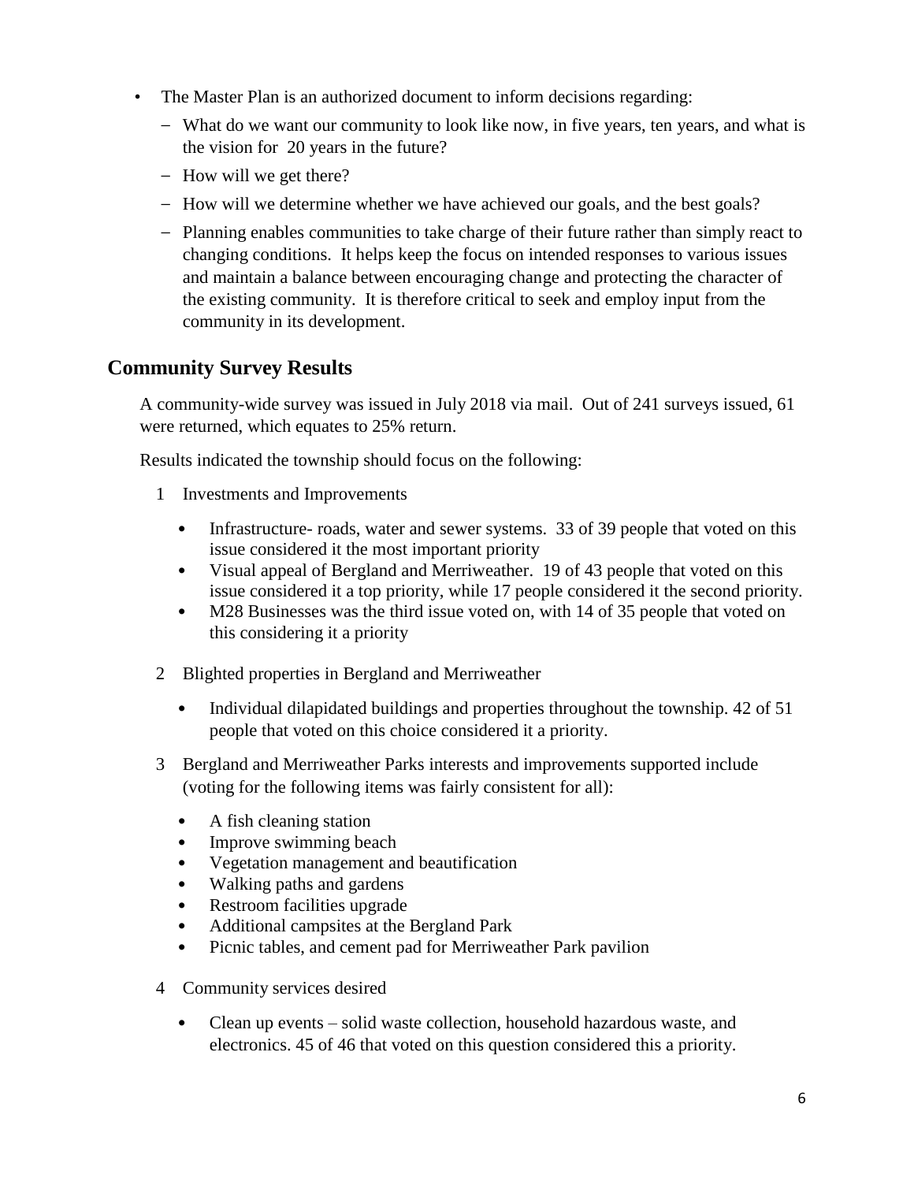- The Master Plan is an authorized document to inform decisions regarding:
  - What do we want our community to look like now, in five years, ten years, and what is the vision for 20 years in the future?
  - How will we get there?
  - How will we determine whether we have achieved our goals, and the best goals?
  - Planning enables communities to take charge of their future rather than simply react to changing conditions. It helps keep the focus on intended responses to various issues and maintain a balance between encouraging change and protecting the character of the existing community. It is therefore critical to seek and employ input from the community in its development.

## Community Survey Results

A community-wide survey was issued in July 2018 via mail. Out of 241 surveys issued, 61 were returned, which equates to 25% return.

Results indicated the township should focus on the following:

1. Investments and Improvements
   - Infrastructure- roads, water and sewer systems. 33 of 39 people that voted on this issue considered it the most important priority
   - Visual appeal of Bergland and Merriweather. 19 of 43 people that voted on this issue considered it a top priority, while 17 people considered it the second priority.
   - M28 Businesses was the third issue voted on, with 14 of 35 people that voted on this considering it a priority

2. Blighted properties in Bergland and Merriweather
   - Individual dilapidated buildings and properties throughout the township. 42 of 51 people that voted on this choice considered it a priority.

3. Bergland and Merriweather Parks interests and improvements supported include (voting for the following items was fairly consistent for all):
   - A fish cleaning station
   - Improve swimming beach
   - Vegetation management and beautification
   - Walking paths and gardens
   - Restroom facilities upgrade
   - Additional campsites at the Bergland Park
   - Picnic tables, and cement pad for Merriweather Park pavilion

4. Community services desired
   - Clean up events – solid waste collection, household hazardous waste, and electronics. 45 of 46 that voted on this question considered this a priority.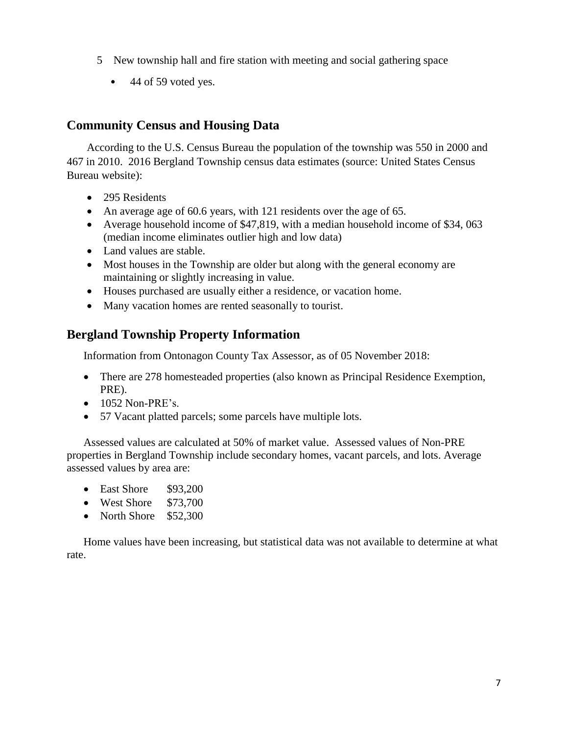5. New township hall and fire station with meeting and social gathering space
   - 44 of 59 voted yes.

## Community Census and Housing Data

According to the U.S. Census Bureau the population of the township was 550 in 2000 and 467 in 2010. 2016 Bergland Township census data estimates (source: United States Census Bureau website):

- 295 Residents
- An average age of 60.6 years, with 121 residents over the age of 65.
- Average household income of $47,819, with a median household income of $34, 063 (median income eliminates outlier high and low data)
- Land values are stable.
- Most houses in the Township are older but along with the general economy are maintaining or slightly increasing in value.
- Houses purchased are usually either a residence, or vacation home.
- Many vacation homes are rented seasonally to tourist.

## Bergland Township Property Information

Information from Ontonagon County Tax Assessor, as of 05 November 2018:

- There are 278 homesteaded properties (also known as Principal Residence Exemption, PRE).
- 1052 Non-PRE's.
- 57 Vacant platted parcels; some parcels have multiple lots.

Assessed values are calculated at 50% of market value. Assessed values of Non-PRE properties in Bergland Township include secondary homes, vacant parcels, and lots. Average assessed values by area are:

- East Shore $93,200
- West Shore $73,700
- North Shore $52,300

Home values have been increasing, but statistical data was not available to determine at what rate.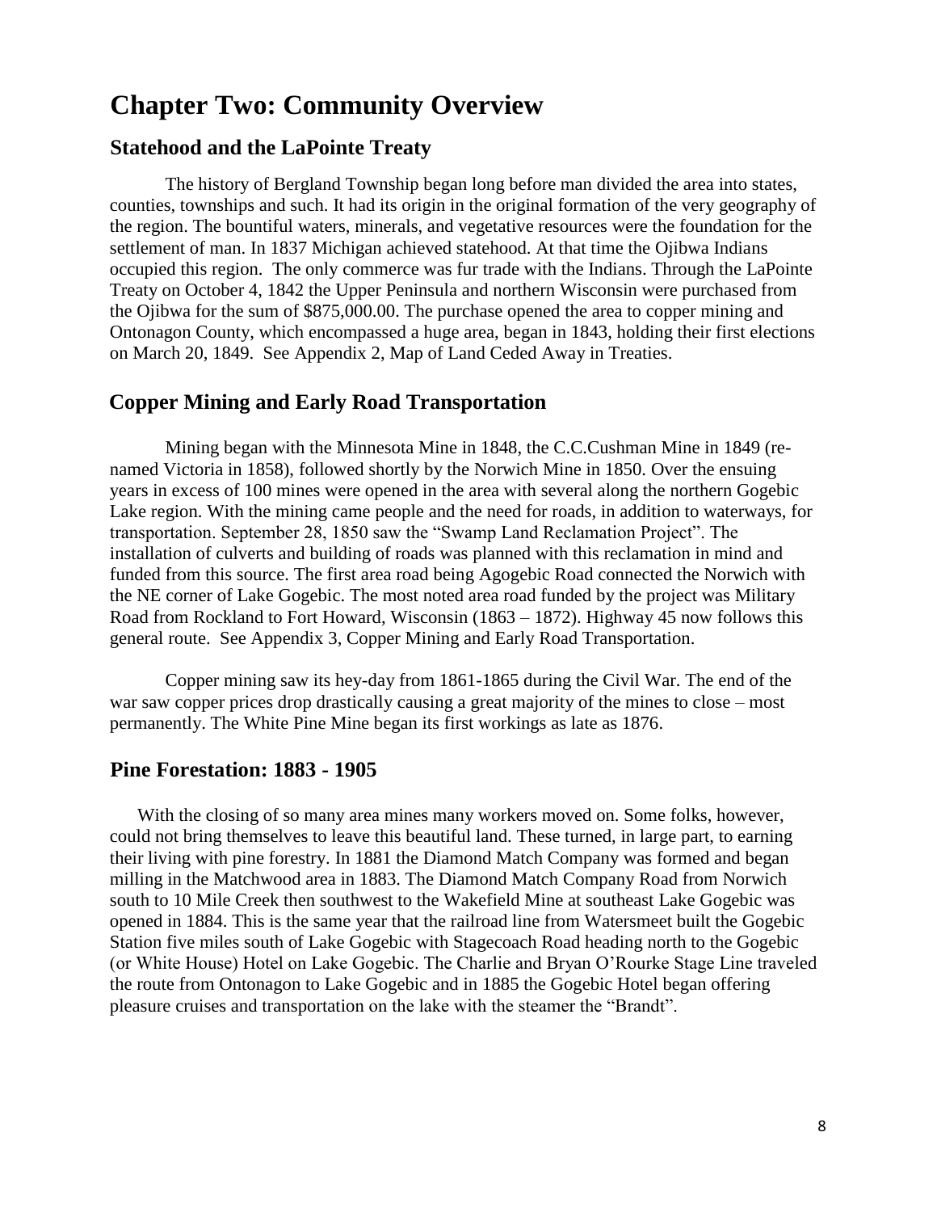# Chapter Two: Community Overview

## Statehood and the LaPointe Treaty

The history of Bergland Township began long before man divided the area into states, counties, townships and such. It had its origin in the original formation of the very geography of the region. The bountiful waters, minerals, and vegetative resources were the foundation for the settlement of man. In 1837 Michigan achieved statehood. At that time the Ojibwa Indians occupied this region. The only commerce was fur trade with the Indians. Through the LaPointe Treaty on October 4, 1842 the Upper Peninsula and northern Wisconsin were purchased from the Ojibwa for the sum of $875,000.00. The purchase opened the area to copper mining and Ontonagon County, which encompassed a huge area, began in 1843, holding their first elections on March 20, 1849. See Appendix 2, Map of Land Ceded Away in Treaties.

## Copper Mining and Early Road Transportation

Mining began with the Minnesota Mine in 1848, the C.C.Cushman Mine in 1849 (re-named Victoria in 1858), followed shortly by the Norwich Mine in 1850. Over the ensuing years in excess of 100 mines were opened in the area with several along the northern Gogebic Lake region. With the mining came people and the need for roads, in addition to waterways, for transportation. September 28, 1850 saw the "Swamp Land Reclamation Project". The installation of culverts and building of roads was planned with this reclamation in mind and funded from this source. The first area road being Agogebic Road connected the Norwich with the NE corner of Lake Gogebic. The most noted area road funded by the project was Military Road from Rockland to Fort Howard, Wisconsin (1863 – 1872). Highway 45 now follows this general route. See Appendix 3, Copper Mining and Early Road Transportation.

Copper mining saw its hey-day from 1861-1865 during the Civil War. The end of the war saw copper prices drop drastically causing a great majority of the mines to close – most permanently. The White Pine Mine began its first workings as late as 1876.

## Pine Forestation: 1883 - 1905

With the closing of so many area mines many workers moved on. Some folks, however, could not bring themselves to leave this beautiful land. These turned, in large part, to earning their living with pine forestry. In 1881 the Diamond Match Company was formed and began milling in the Matchwood area in 1883. The Diamond Match Company Road from Norwich south to 10 Mile Creek then southwest to the Wakefield Mine at southeast Lake Gogebic was opened in 1884. This is the same year that the railroad line from Watersmeet built the Gogebic Station five miles south of Lake Gogebic with Stagecoach Road heading north to the Gogebic (or White House) Hotel on Lake Gogebic. The Charlie and Bryan O'Rourke Stage Line traveled the route from Ontonagon to Lake Gogebic and in 1885 the Gogebic Hotel began offering pleasure cruises and transportation on the lake with the steamer the "Brandt".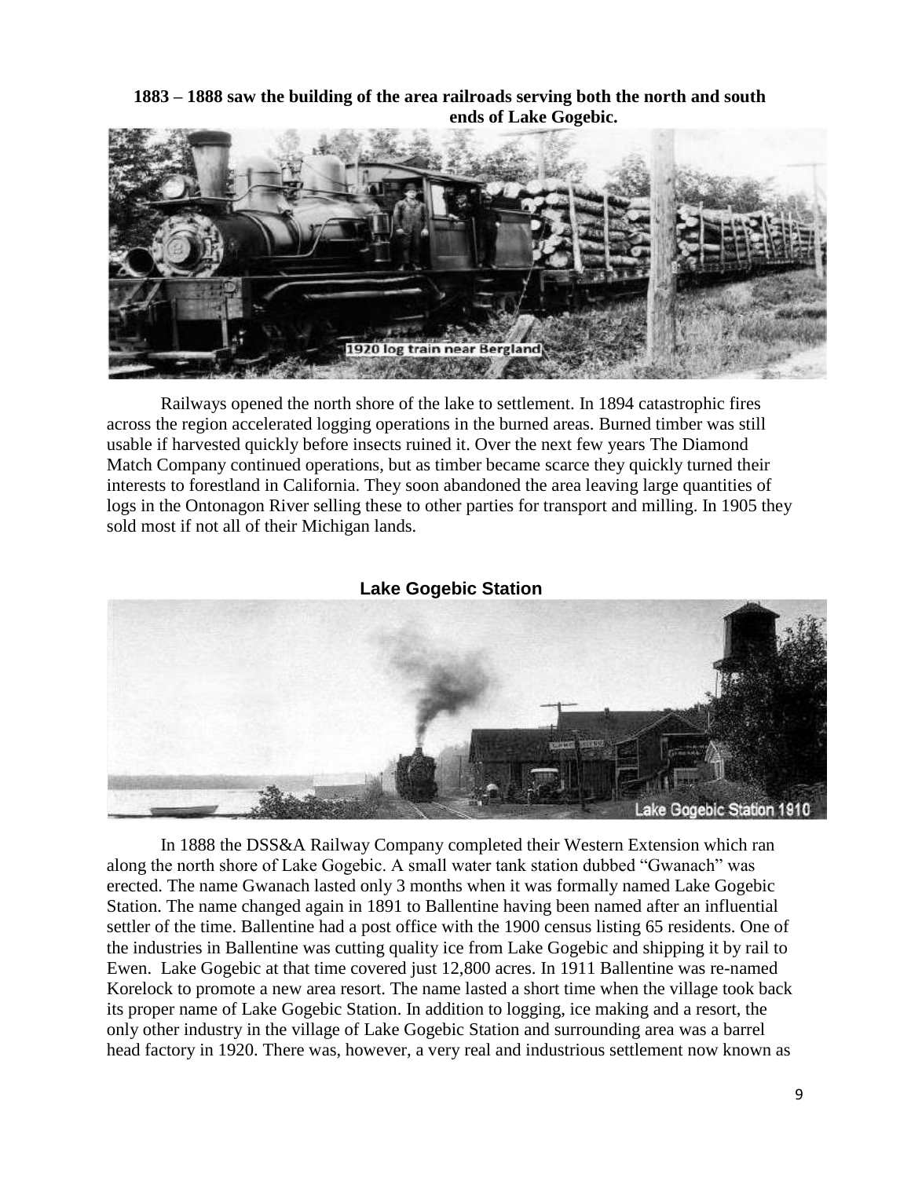**1883 – 1888 saw the building of the area railroads serving both the north and south ends of Lake Gogebic.**

1920 log train near Bergland

Railways opened the north shore of the lake to settlement. In 1894 catastrophic fires across the region accelerated logging operations in the burned areas. Burned timber was still usable if harvested quickly before insects ruined it. Over the next few years The Diamond Match Company continued operations, but as timber became scarce they quickly turned their interests to forestland in California. They soon abandoned the area leaving large quantities of logs in the Ontonagon River selling these to other parties for transport and milling. In 1905 they sold most if not all of their Michigan lands.

## Lake Gogebic Station

Lake Gogebic Station 1910

In 1888 the DSS&A Railway Company completed their Western Extension which ran along the north shore of Lake Gogebic. A small water tank station dubbed "Gwanach" was erected. The name Gwanach lasted only 3 months when it was formally named Lake Gogebic Station. The name changed again in 1891 to Ballentine having been named after an influential settler of the time. Ballentine had a post office with the 1900 census listing 65 residents. One of the industries in Ballentine was cutting quality ice from Lake Gogebic and shipping it by rail to Ewen. Lake Gogebic at that time covered just 12,800 acres. In 1911 Ballentine was re-named Korelock to promote a new area resort. The name lasted a short time when the village took back its proper name of Lake Gogebic Station. In addition to logging, ice making and a resort, the only other industry in the village of Lake Gogebic Station and surrounding area was a barrel head factory in 1920. There was, however, a very real and industrious settlement now known as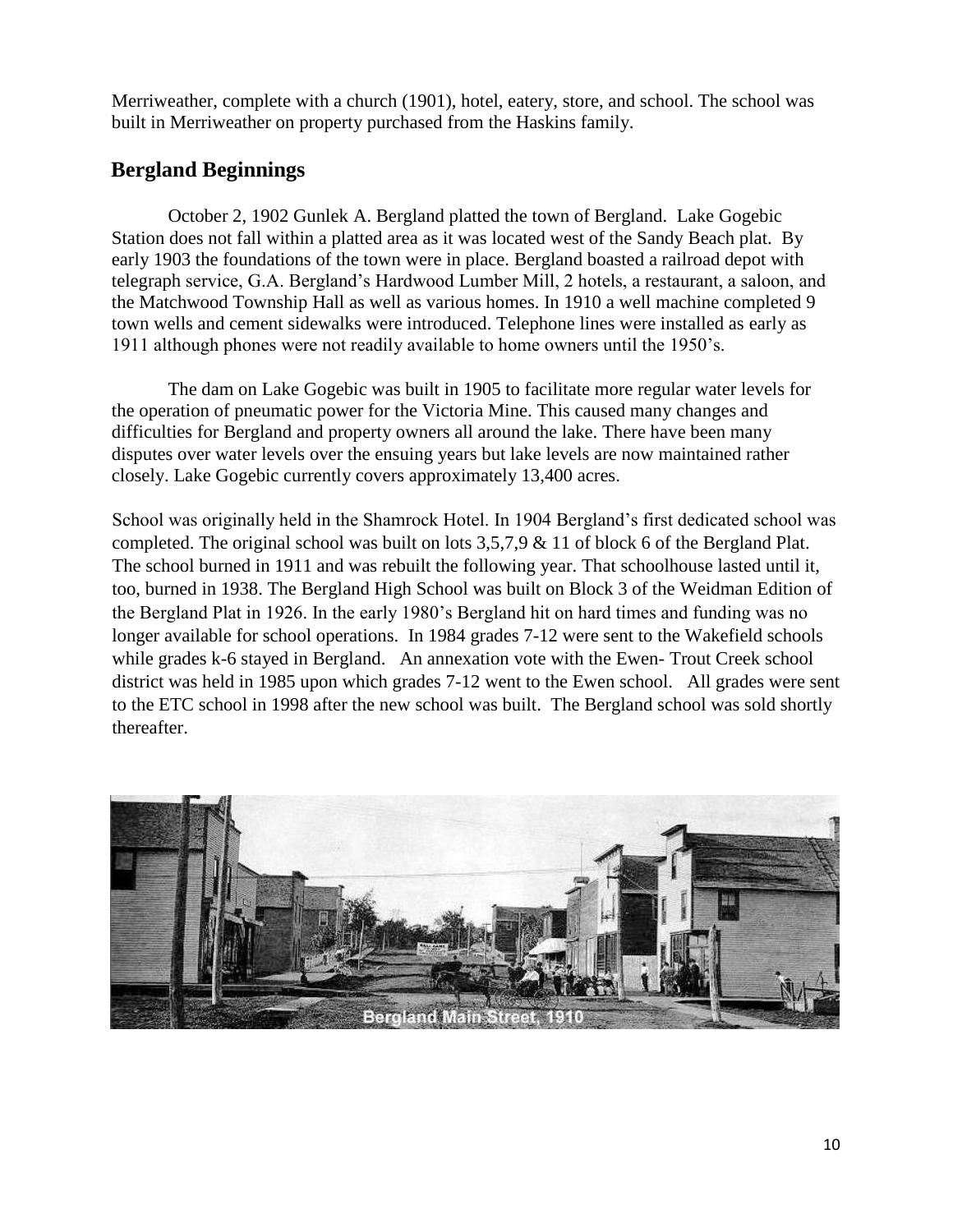Merriweather, complete with a church (1901), hotel, eatery, store, and school. The school was built in Merriweather on property purchased from the Haskins family.

## Bergland Beginnings

October 2, 1902 Gunlek A. Bergland platted the town of Bergland. Lake Gogebic Station does not fall within a platted area as it was located west of the Sandy Beach plat. By early 1903 the foundations of the town were in place. Bergland boasted a railroad depot with telegraph service, G.A. Bergland's Hardwood Lumber Mill, 2 hotels, a restaurant, a saloon, and the Matchwood Township Hall as well as various homes. In 1910 a well machine completed 9 town wells and cement sidewalks were introduced. Telephone lines were installed as early as 1911 although phones were not readily available to home owners until the 1950's.

The dam on Lake Gogebic was built in 1905 to facilitate more regular water levels for the operation of pneumatic power for the Victoria Mine. This caused many changes and difficulties for Bergland and property owners all around the lake. There have been many disputes over water levels over the ensuing years but lake levels are now maintained rather closely. Lake Gogebic currently covers approximately 13,400 acres.

School was originally held in the Shamrock Hotel. In 1904 Bergland's first dedicated school was completed. The original school was built on lots 3,5,7,9 & 11 of block 6 of the Bergland Plat. The school burned in 1911 and was rebuilt the following year. That schoolhouse lasted until it, too, burned in 1938. The Bergland High School was built on Block 3 of the Weidman Edition of the Bergland Plat in 1926. In the early 1980's Bergland hit on hard times and funding was no longer available for school operations. In 1984 grades 7-12 were sent to the Wakefield schools while grades k-6 stayed in Bergland. An annexation vote with the Ewen- Trout Creek school district was held in 1985 upon which grades 7-12 went to the Ewen school. All grades were sent to the ETC school in 1998 after the new school was built. The Bergland school was sold shortly thereafter.

Bergland Main Street, 1910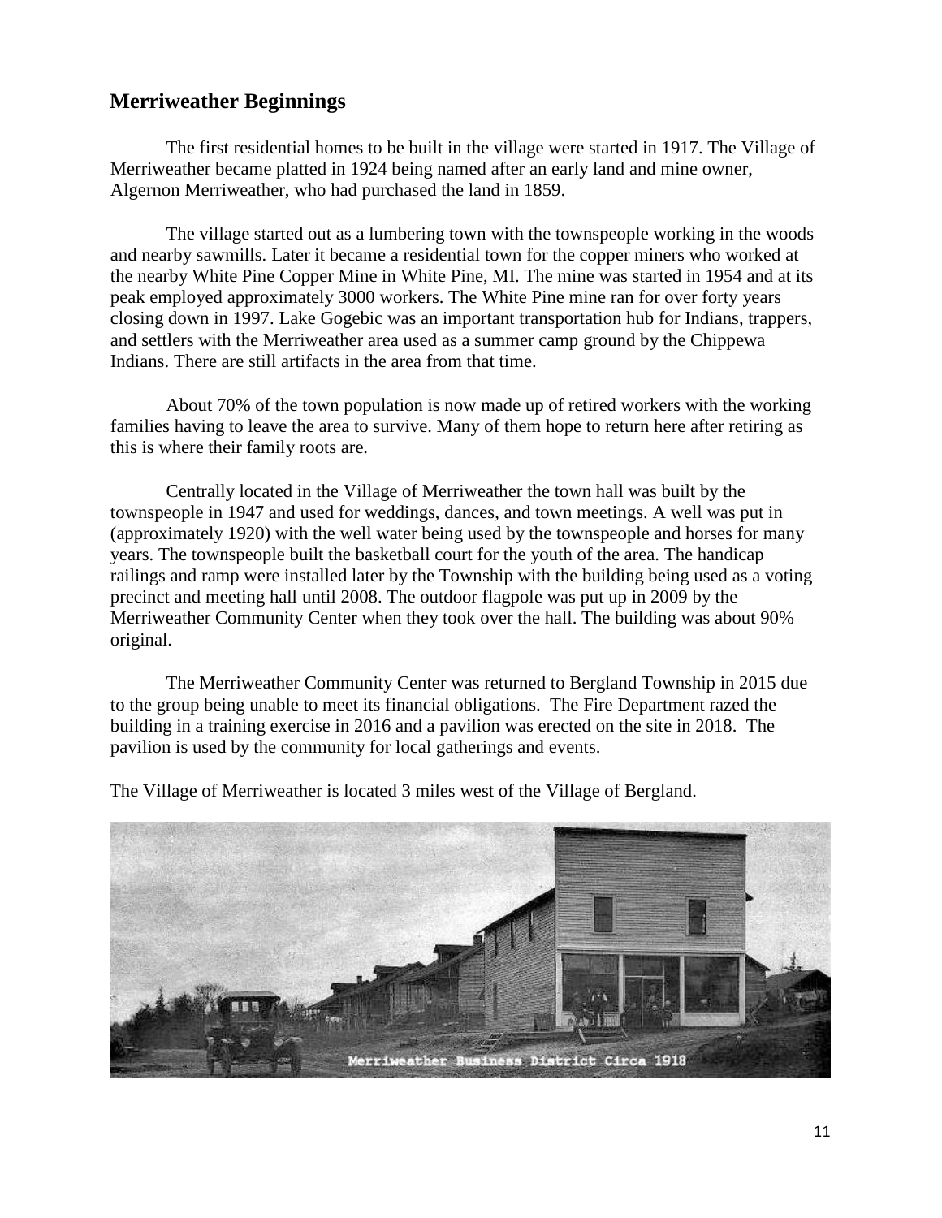## Merriweather Beginnings

The first residential homes to be built in the village were started in 1917. The Village of Merriweather became platted in 1924 being named after an early land and mine owner, Algernon Merriweather, who had purchased the land in 1859.

The village started out as a lumbering town with the townspeople working in the woods and nearby sawmills. Later it became a residential town for the copper miners who worked at the nearby White Pine Copper Mine in White Pine, MI. The mine was started in 1954 and at its peak employed approximately 3000 workers. The White Pine mine ran for over forty years closing down in 1997. Lake Gogebic was an important transportation hub for Indians, trappers, and settlers with the Merriweather area used as a summer camp ground by the Chippewa Indians. There are still artifacts in the area from that time.

About 70% of the town population is now made up of retired workers with the working families having to leave the area to survive. Many of them hope to return here after retiring as this is where their family roots are.

Centrally located in the Village of Merriweather the town hall was built by the townspeople in 1947 and used for weddings, dances, and town meetings. A well was put in (approximately 1920) with the well water being used by the townspeople and horses for many years. The townspeople built the basketball court for the youth of the area. The handicap railings and ramp were installed later by the Township with the building being used as a voting precinct and meeting hall until 2008. The outdoor flagpole was put up in 2009 by the Merriweather Community Center when they took over the hall. The building was about 90% original.

The Merriweather Community Center was returned to Bergland Township in 2015 due to the group being unable to meet its financial obligations. The Fire Department razed the building in a training exercise in 2016 and a pavilion was erected on the site in 2018. The pavilion is used by the community for local gatherings and events.

The Village of Merriweather is located 3 miles west of the Village of Bergland.

Merriweather Business District Circa 1918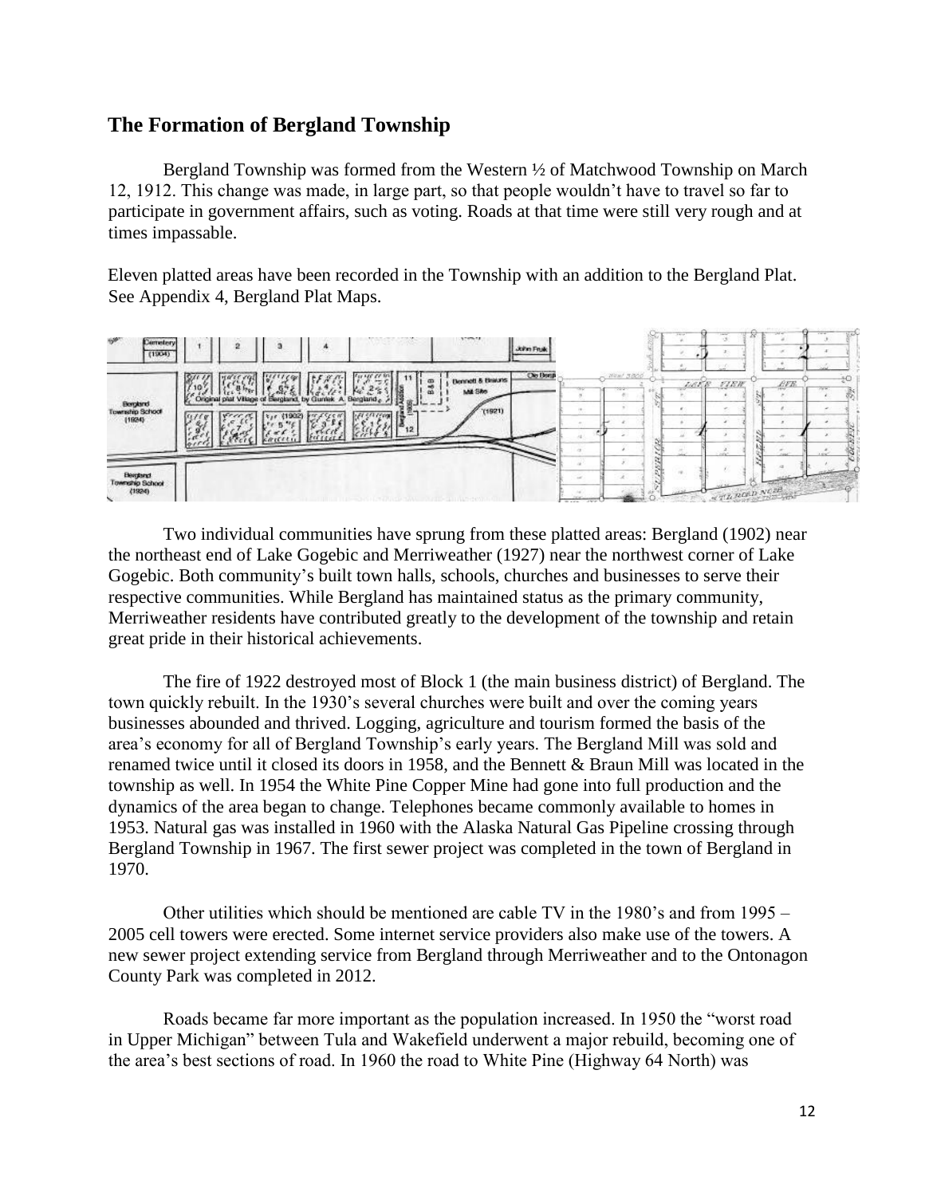## The Formation of Bergland Township

Bergland Township was formed from the Western ½ of Matchwood Township on March 12, 1912. This change was made, in large part, so that people wouldn't have to travel so far to participate in government affairs, such as voting. Roads at that time were still very rough and at times impassable.

Eleven platted areas have been recorded in the Township with an addition to the Bergland Plat. See Appendix 4, Bergland Plat Maps.

Two individual communities have sprung from these platted areas: Bergland (1902) near the northeast end of Lake Gogebic and Merriweather (1927) near the northwest corner of Lake Gogebic. Both community's built town halls, schools, churches and businesses to serve their respective communities. While Bergland has maintained status as the primary community, Merriweather residents have contributed greatly to the development of the township and retain great pride in their historical achievements.

The fire of 1922 destroyed most of Block 1 (the main business district) of Bergland. The town quickly rebuilt. In the 1930's several churches were built and over the coming years businesses abounded and thrived. Logging, agriculture and tourism formed the basis of the area's economy for all of Bergland Township's early years. The Bergland Mill was sold and renamed twice until it closed its doors in 1958, and the Bennett & Braun Mill was located in the township as well. In 1954 the White Pine Copper Mine had gone into full production and the dynamics of the area began to change. Telephones became commonly available to homes in 1953. Natural gas was installed in 1960 with the Alaska Natural Gas Pipeline crossing through Bergland Township in 1967. The first sewer project was completed in the town of Bergland in 1970.

Other utilities which should be mentioned are cable TV in the 1980's and from 1995 – 2005 cell towers were erected. Some internet service providers also make use of the towers. A new sewer project extending service from Bergland through Merriweather and to the Ontonagon County Park was completed in 2012.

Roads became far more important as the population increased. In 1950 the "worst road in Upper Michigan" between Tula and Wakefield underwent a major rebuild, becoming one of the area's best sections of road. In 1960 the road to White Pine (Highway 64 North) was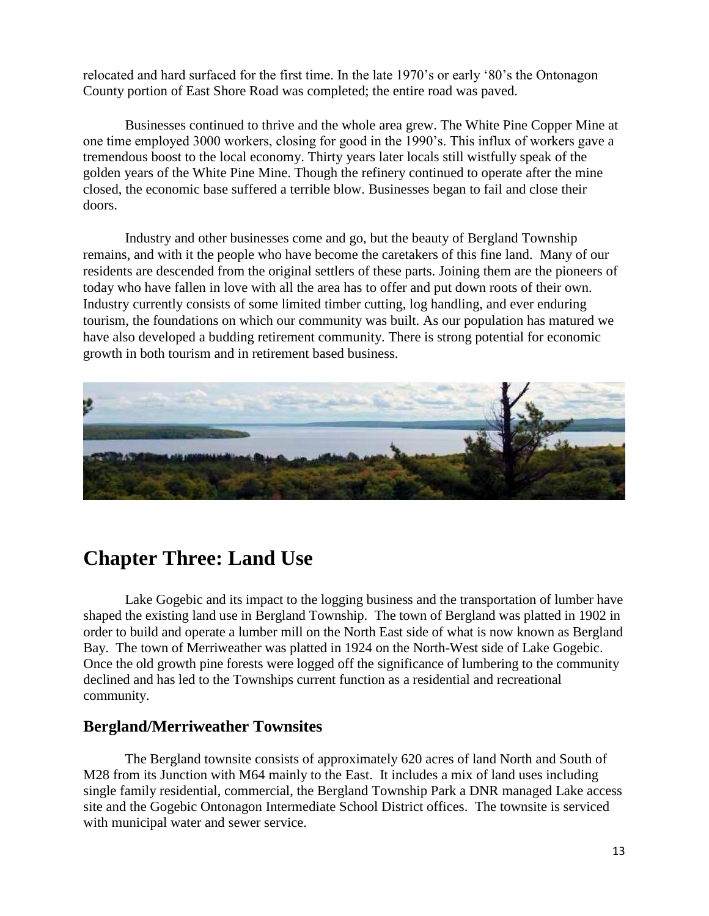relocated and hard surfaced for the first time. In the late 1970's or early '80's the Ontonagon County portion of East Shore Road was completed; the entire road was paved.

Businesses continued to thrive and the whole area grew. The White Pine Copper Mine at one time employed 3000 workers, closing for good in the 1990's. This influx of workers gave a tremendous boost to the local economy. Thirty years later locals still wistfully speak of the golden years of the White Pine Mine. Though the refinery continued to operate after the mine closed, the economic base suffered a terrible blow. Businesses began to fail and close their doors.

Industry and other businesses come and go, but the beauty of Bergland Township remains, and with it the people who have become the caretakers of this fine land. Many of our residents are descended from the original settlers of these parts. Joining them are the pioneers of today who have fallen in love with all the area has to offer and put down roots of their own. Industry currently consists of some limited timber cutting, log handling, and ever enduring tourism, the foundations on which our community was built. As our population has matured we have also developed a budding retirement community. There is strong potential for economic growth in both tourism and in retirement based business.

# Chapter Three: Land Use

Lake Gogebic and its impact to the logging business and the transportation of lumber have shaped the existing land use in Bergland Township. The town of Bergland was platted in 1902 in order to build and operate a lumber mill on the North East side of what is now known as Bergland Bay. The town of Merriweather was platted in 1924 on the North-West side of Lake Gogebic. Once the old growth pine forests were logged off the significance of lumbering to the community declined and has led to the Townships current function as a residential and recreational community.

## Bergland/Merriweather Townsites

The Bergland townsite consists of approximately 620 acres of land North and South of M28 from its Junction with M64 mainly to the East. It includes a mix of land uses including single family residential, commercial, the Bergland Township Park a DNR managed Lake access site and the Gogebic Ontonagon Intermediate School District offices. The townsite is serviced with municipal water and sewer service.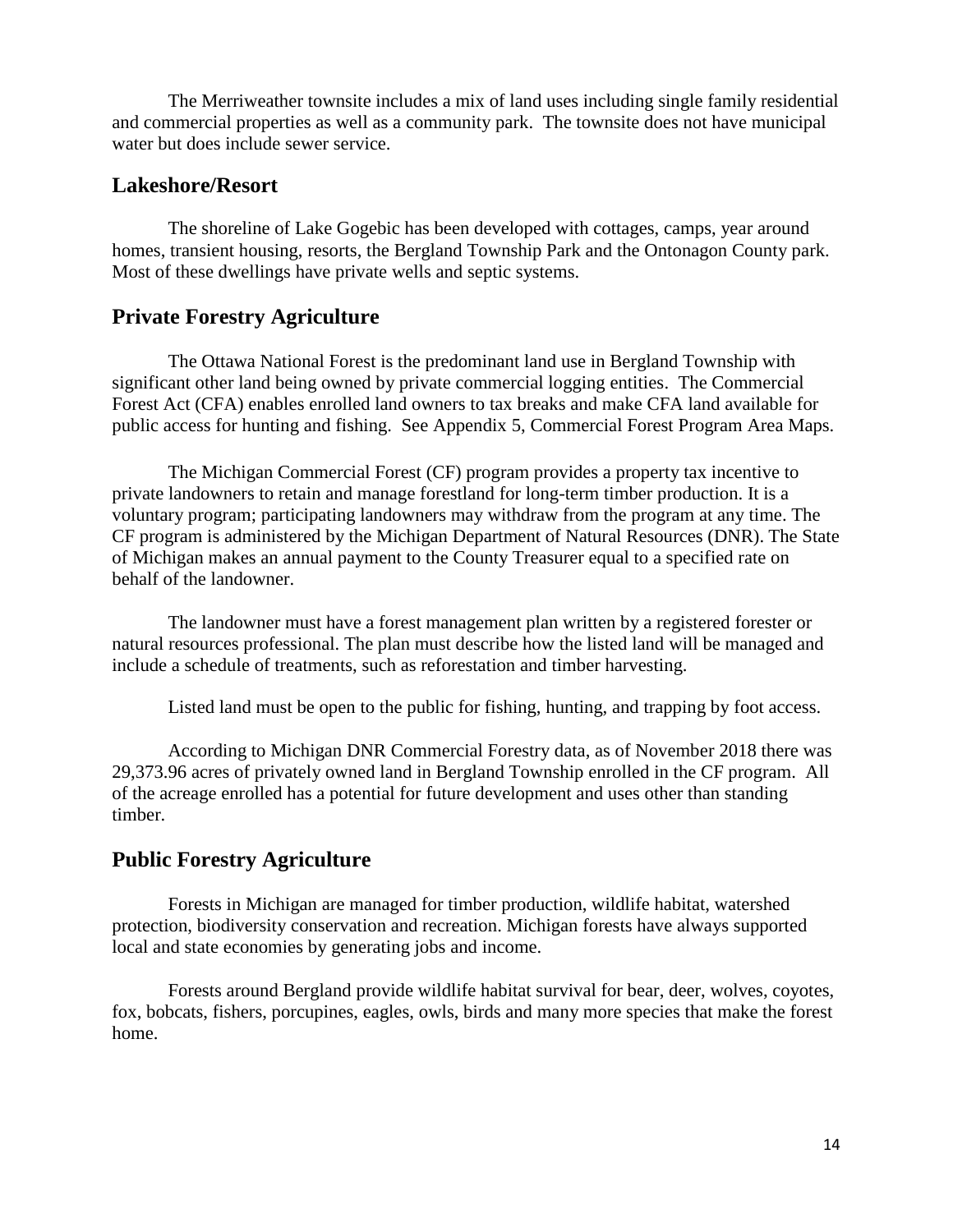The Merriweather townsite includes a mix of land uses including single family residential and commercial properties as well as a community park. The townsite does not have municipal water but does include sewer service.

## Lakeshore/Resort

The shoreline of Lake Gogebic has been developed with cottages, camps, year around homes, transient housing, resorts, the Bergland Township Park and the Ontonagon County park. Most of these dwellings have private wells and septic systems.

## Private Forestry Agriculture

The Ottawa National Forest is the predominant land use in Bergland Township with significant other land being owned by private commercial logging entities. The Commercial Forest Act (CFA) enables enrolled land owners to tax breaks and make CFA land available for public access for hunting and fishing. See Appendix 5, Commercial Forest Program Area Maps.

The Michigan Commercial Forest (CF) program provides a property tax incentive to private landowners to retain and manage forestland for long-term timber production. It is a voluntary program; participating landowners may withdraw from the program at any time. The CF program is administered by the Michigan Department of Natural Resources (DNR). The State of Michigan makes an annual payment to the County Treasurer equal to a specified rate on behalf of the landowner.

The landowner must have a forest management plan written by a registered forester or natural resources professional. The plan must describe how the listed land will be managed and include a schedule of treatments, such as reforestation and timber harvesting.

Listed land must be open to the public for fishing, hunting, and trapping by foot access.

According to Michigan DNR Commercial Forestry data, as of November 2018 there was 29,373.96 acres of privately owned land in Bergland Township enrolled in the CF program. All of the acreage enrolled has a potential for future development and uses other than standing timber.

## Public Forestry Agriculture

Forests in Michigan are managed for timber production, wildlife habitat, watershed protection, biodiversity conservation and recreation. Michigan forests have always supported local and state economies by generating jobs and income.

Forests around Bergland provide wildlife habitat survival for bear, deer, wolves, coyotes, fox, bobcats, fishers, porcupines, eagles, owls, birds and many more species that make the forest home.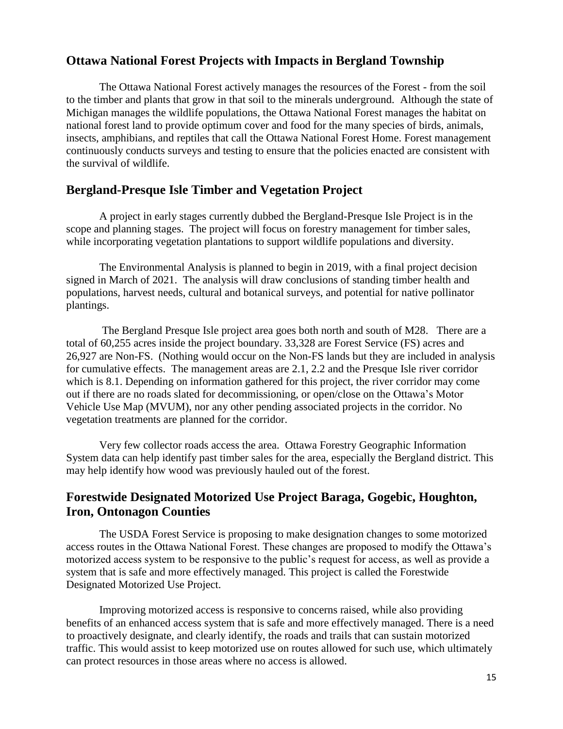## Ottawa National Forest Projects with Impacts in Bergland Township

The Ottawa National Forest actively manages the resources of the Forest - from the soil to the timber and plants that grow in that soil to the minerals underground. Although the state of Michigan manages the wildlife populations, the Ottawa National Forest manages the habitat on national forest land to provide optimum cover and food for the many species of birds, animals, insects, amphibians, and reptiles that call the Ottawa National Forest Home. Forest management continuously conducts surveys and testing to ensure that the policies enacted are consistent with the survival of wildlife.

## Bergland-Presque Isle Timber and Vegetation Project

A project in early stages currently dubbed the Bergland-Presque Isle Project is in the scope and planning stages. The project will focus on forestry management for timber sales, while incorporating vegetation plantations to support wildlife populations and diversity.

The Environmental Analysis is planned to begin in 2019, with a final project decision signed in March of 2021. The analysis will draw conclusions of standing timber health and populations, harvest needs, cultural and botanical surveys, and potential for native pollinator plantings.

The Bergland Presque Isle project area goes both north and south of M28. There are a total of 60,255 acres inside the project boundary. 33,328 are Forest Service (FS) acres and 26,927 are Non-FS. (Nothing would occur on the Non-FS lands but they are included in analysis for cumulative effects. The management areas are 2.1, 2.2 and the Presque Isle river corridor which is 8.1. Depending on information gathered for this project, the river corridor may come out if there are no roads slated for decommissioning, or open/close on the Ottawa's Motor Vehicle Use Map (MVUM), nor any other pending associated projects in the corridor. No vegetation treatments are planned for the corridor.

Very few collector roads access the area. Ottawa Forestry Geographic Information System data can help identify past timber sales for the area, especially the Bergland district. This may help identify how wood was previously hauled out of the forest.

## Forestwide Designated Motorized Use Project Baraga, Gogebic, Houghton, Iron, Ontonagon Counties

The USDA Forest Service is proposing to make designation changes to some motorized access routes in the Ottawa National Forest. These changes are proposed to modify the Ottawa's motorized access system to be responsive to the public's request for access, as well as provide a system that is safe and more effectively managed. This project is called the Forestwide Designated Motorized Use Project.

Improving motorized access is responsive to concerns raised, while also providing benefits of an enhanced access system that is safe and more effectively managed. There is a need to proactively designate, and clearly identify, the roads and trails that can sustain motorized traffic. This would assist to keep motorized use on routes allowed for such use, which ultimately can protect resources in those areas where no access is allowed.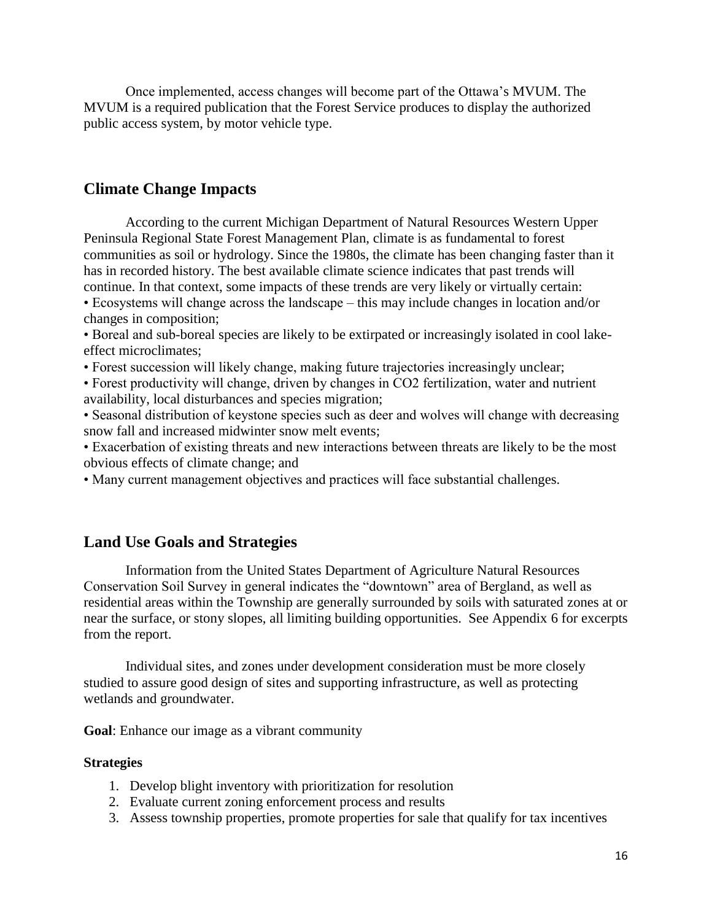Once implemented, access changes will become part of the Ottawa's MVUM. The MVUM is a required publication that the Forest Service produces to display the authorized public access system, by motor vehicle type.

## Climate Change Impacts

According to the current Michigan Department of Natural Resources Western Upper Peninsula Regional State Forest Management Plan, climate is as fundamental to forest communities as soil or hydrology. Since the 1980s, the climate has been changing faster than it has in recorded history. The best available climate science indicates that past trends will continue. In that context, some impacts of these trends are very likely or virtually certain:

- Ecosystems will change across the landscape – this may include changes in location and/or changes in composition;
- Boreal and sub-boreal species are likely to be extirpated or increasingly isolated in cool lake-effect microclimates;
- Forest succession will likely change, making future trajectories increasingly unclear;
- Forest productivity will change, driven by changes in $CO_2$ fertilization, water and nutrient availability, local disturbances and species migration;
- Seasonal distribution of keystone species such as deer and wolves will change with decreasing snow fall and increased midwinter snow melt events;
- Exacerbation of existing threats and new interactions between threats are likely to be the most obvious effects of climate change; and
- Many current management objectives and practices will face substantial challenges.

## Land Use Goals and Strategies

Information from the United States Department of Agriculture Natural Resources Conservation Soil Survey in general indicates the "downtown" area of Bergland, as well as residential areas within the Township are generally surrounded by soils with saturated zones at or near the surface, or stony slopes, all limiting building opportunities. See Appendix 6 for excerpts from the report.

Individual sites, and zones under development consideration must be more closely studied to assure good design of sites and supporting infrastructure, as well as protecting wetlands and groundwater.

**Goal**: Enhance our image as a vibrant community

**Strategies**

1. Develop blight inventory with prioritization for resolution
2. Evaluate current zoning enforcement process and results
3. Assess township properties, promote properties for sale that qualify for tax incentives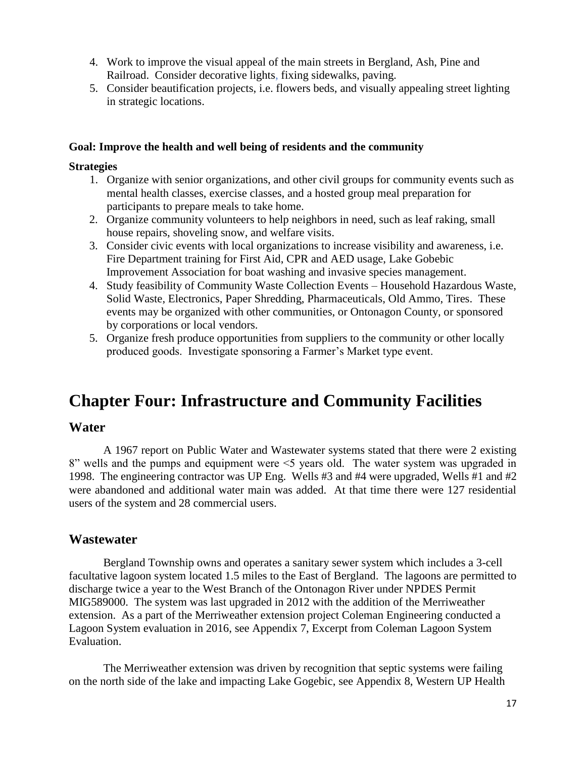4. Work to improve the visual appeal of the main streets in Bergland, Ash, Pine and Railroad. Consider decorative lights, fixing sidewalks, paving.
5. Consider beautification projects, i.e. flowers beds, and visually appealing street lighting in strategic locations.

**Goal: Improve the health and well being of residents and the community**

**Strategies**

1. Organize with senior organizations, and other civil groups for community events such as mental health classes, exercise classes, and a hosted group meal preparation for participants to prepare meals to take home.
2. Organize community volunteers to help neighbors in need, such as leaf raking, small house repairs, shoveling snow, and welfare visits.
3. Consider civic events with local organizations to increase visibility and awareness, i.e. Fire Department training for First Aid, CPR and AED usage, Lake Gobebic Improvement Association for boat washing and invasive species management.
4. Study feasibility of Community Waste Collection Events – Household Hazardous Waste, Solid Waste, Electronics, Paper Shredding, Pharmaceuticals, Old Ammo, Tires. These events may be organized with other communities, or Ontonagon County, or sponsored by corporations or local vendors.
5. Organize fresh produce opportunities from suppliers to the community or other locally produced goods. Investigate sponsoring a Farmer's Market type event.

# Chapter Four: Infrastructure and Community Facilities

## Water

A 1967 report on Public Water and Wastewater systems stated that there were 2 existing 8" wells and the pumps and equipment were <5 years old. The water system was upgraded in 1998. The engineering contractor was UP Eng. Wells #3 and #4 were upgraded, Wells #1 and #2 were abandoned and additional water main was added. At that time there were 127 residential users of the system and 28 commercial users.

## Wastewater

Bergland Township owns and operates a sanitary sewer system which includes a 3-cell facultative lagoon system located 1.5 miles to the East of Bergland. The lagoons are permitted to discharge twice a year to the West Branch of the Ontonagon River under NPDES Permit MIG589000. The system was last upgraded in 2012 with the addition of the Merriweather extension. As a part of the Merriweather extension project Coleman Engineering conducted a Lagoon System evaluation in 2016, see Appendix 7, Excerpt from Coleman Lagoon System Evaluation.

The Merriweather extension was driven by recognition that septic systems were failing on the north side of the lake and impacting Lake Gogebic, see Appendix 8, Western UP Health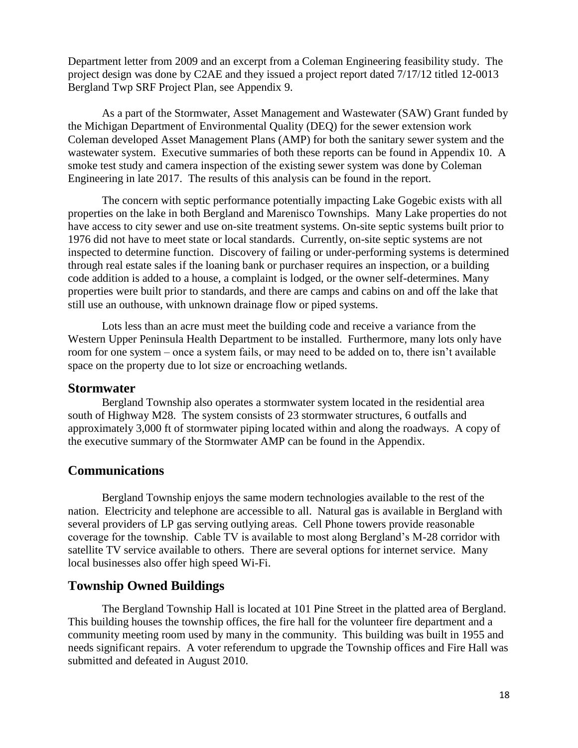Department letter from 2009 and an excerpt from a Coleman Engineering feasibility study. The project design was done by C2AE and they issued a project report dated 7/17/12 titled 12-0013 Bergland Twp SRF Project Plan, see Appendix 9.

As a part of the Stormwater, Asset Management and Wastewater (SAW) Grant funded by the Michigan Department of Environmental Quality (DEQ) for the sewer extension work Coleman developed Asset Management Plans (AMP) for both the sanitary sewer system and the wastewater system. Executive summaries of both these reports can be found in Appendix 10. A smoke test study and camera inspection of the existing sewer system was done by Coleman Engineering in late 2017. The results of this analysis can be found in the report.

The concern with septic performance potentially impacting Lake Gogebic exists with all properties on the lake in both Bergland and Marenisco Townships. Many Lake properties do not have access to city sewer and use on-site treatment systems. On-site septic systems built prior to 1976 did not have to meet state or local standards. Currently, on-site septic systems are not inspected to determine function. Discovery of failing or under-performing systems is determined through real estate sales if the loaning bank or purchaser requires an inspection, or a building code addition is added to a house, a complaint is lodged, or the owner self-determines. Many properties were built prior to standards, and there are camps and cabins on and off the lake that still use an outhouse, with unknown drainage flow or piped systems.

Lots less than an acre must meet the building code and receive a variance from the Western Upper Peninsula Health Department to be installed. Furthermore, many lots only have room for one system – once a system fails, or may need to be added on to, there isn't available space on the property due to lot size or encroaching wetlands.

### Stormwater

Bergland Township also operates a stormwater system located in the residential area south of Highway M28. The system consists of 23 stormwater structures, 6 outfalls and approximately 3,000 ft of stormwater piping located within and along the roadways. A copy of the executive summary of the Stormwater AMP can be found in the Appendix.

## Communications

Bergland Township enjoys the same modern technologies available to the rest of the nation. Electricity and telephone are accessible to all. Natural gas is available in Bergland with several providers of LP gas serving outlying areas. Cell Phone towers provide reasonable coverage for the township. Cable TV is available to most along Bergland's M-28 corridor with satellite TV service available to others. There are several options for internet service. Many local businesses also offer high speed Wi-Fi.

## Township Owned Buildings

The Bergland Township Hall is located at 101 Pine Street in the platted area of Bergland. This building houses the township offices, the fire hall for the volunteer fire department and a community meeting room used by many in the community. This building was built in 1955 and needs significant repairs. A voter referendum to upgrade the Township offices and Fire Hall was submitted and defeated in August 2010.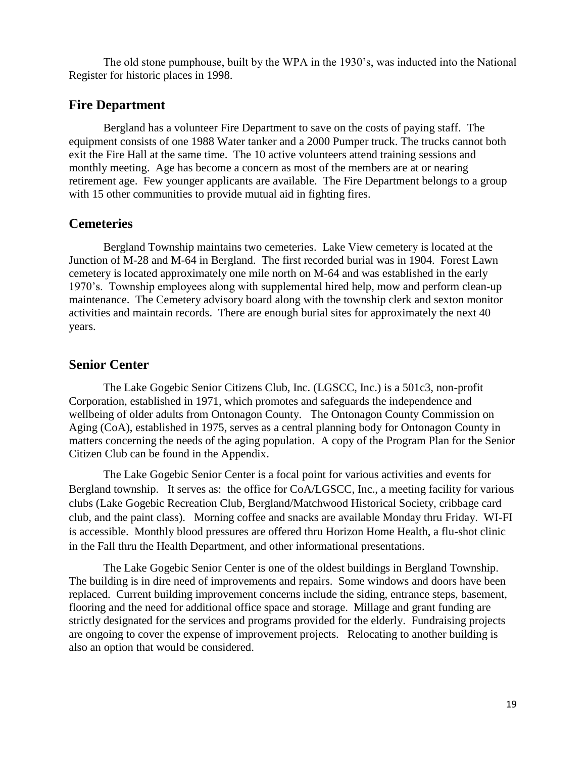The old stone pumphouse, built by the WPA in the 1930's, was inducted into the National Register for historic places in 1998.

## Fire Department

Bergland has a volunteer Fire Department to save on the costs of paying staff. The equipment consists of one 1988 Water tanker and a 2000 Pumper truck. The trucks cannot both exit the Fire Hall at the same time. The 10 active volunteers attend training sessions and monthly meeting. Age has become a concern as most of the members are at or nearing retirement age. Few younger applicants are available. The Fire Department belongs to a group with 15 other communities to provide mutual aid in fighting fires.

## Cemeteries

Bergland Township maintains two cemeteries. Lake View cemetery is located at the Junction of M-28 and M-64 in Bergland. The first recorded burial was in 1904. Forest Lawn cemetery is located approximately one mile north on M-64 and was established in the early 1970's. Township employees along with supplemental hired help, mow and perform clean-up maintenance. The Cemetery advisory board along with the township clerk and sexton monitor activities and maintain records. There are enough burial sites for approximately the next 40 years.

## Senior Center

The Lake Gogebic Senior Citizens Club, Inc. (LGSCC, Inc.) is a 501c3, non-profit Corporation, established in 1971, which promotes and safeguards the independence and wellbeing of older adults from Ontonagon County. The Ontonagon County Commission on Aging (CoA), established in 1975, serves as a central planning body for Ontonagon County in matters concerning the needs of the aging population. A copy of the Program Plan for the Senior Citizen Club can be found in the Appendix.

The Lake Gogebic Senior Center is a focal point for various activities and events for Bergland township. It serves as: the office for CoA/LGSCC, Inc., a meeting facility for various clubs (Lake Gogebic Recreation Club, Bergland/Matchwood Historical Society, cribbage card club, and the paint class). Morning coffee and snacks are available Monday thru Friday. WI-FI is accessible. Monthly blood pressures are offered thru Horizon Home Health, a flu-shot clinic in the Fall thru the Health Department, and other informational presentations.

The Lake Gogebic Senior Center is one of the oldest buildings in Bergland Township. The building is in dire need of improvements and repairs. Some windows and doors have been replaced. Current building improvement concerns include the siding, entrance steps, basement, flooring and the need for additional office space and storage. Millage and grant funding are strictly designated for the services and programs provided for the elderly. Fundraising projects are ongoing to cover the expense of improvement projects. Relocating to another building is also an option that would be considered.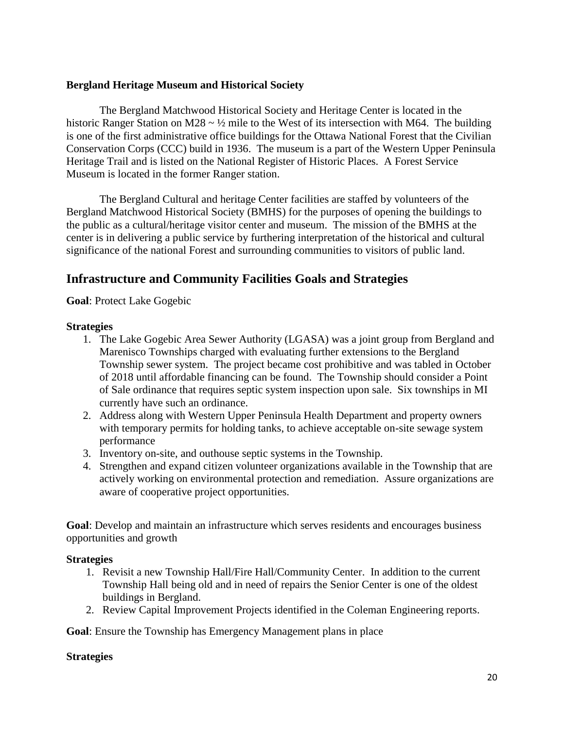**Bergland Heritage Museum and Historical Society**

The Bergland Matchwood Historical Society and Heritage Center is located in the historic Ranger Station on M28 ~ ½ mile to the West of its intersection with M64. The building is one of the first administrative office buildings for the Ottawa National Forest that the Civilian Conservation Corps (CCC) build in 1936. The museum is a part of the Western Upper Peninsula Heritage Trail and is listed on the National Register of Historic Places. A Forest Service Museum is located in the former Ranger station.

The Bergland Cultural and heritage Center facilities are staffed by volunteers of the Bergland Matchwood Historical Society (BMHS) for the purposes of opening the buildings to the public as a cultural/heritage visitor center and museum. The mission of the BMHS at the center is in delivering a public service by furthering interpretation of the historical and cultural significance of the national Forest and surrounding communities to visitors of public land.

## Infrastructure and Community Facilities Goals and Strategies

**Goal**: Protect Lake Gogebic

**Strategies**

1. The Lake Gogebic Area Sewer Authority (LGASA) was a joint group from Bergland and Marenisco Townships charged with evaluating further extensions to the Bergland Township sewer system. The project became cost prohibitive and was tabled in October of 2018 until affordable financing can be found. The Township should consider a Point of Sale ordinance that requires septic system inspection upon sale. Six townships in MI currently have such an ordinance.
2. Address along with Western Upper Peninsula Health Department and property owners with temporary permits for holding tanks, to achieve acceptable on-site sewage system performance
3. Inventory on-site, and outhouse septic systems in the Township.
4. Strengthen and expand citizen volunteer organizations available in the Township that are actively working on environmental protection and remediation. Assure organizations are aware of cooperative project opportunities.

**Goal**: Develop and maintain an infrastructure which serves residents and encourages business opportunities and growth

**Strategies**

1. Revisit a new Township Hall/Fire Hall/Community Center. In addition to the current Township Hall being old and in need of repairs the Senior Center is one of the oldest buildings in Bergland.
2. Review Capital Improvement Projects identified in the Coleman Engineering reports.

**Goal**: Ensure the Township has Emergency Management plans in place

**Strategies**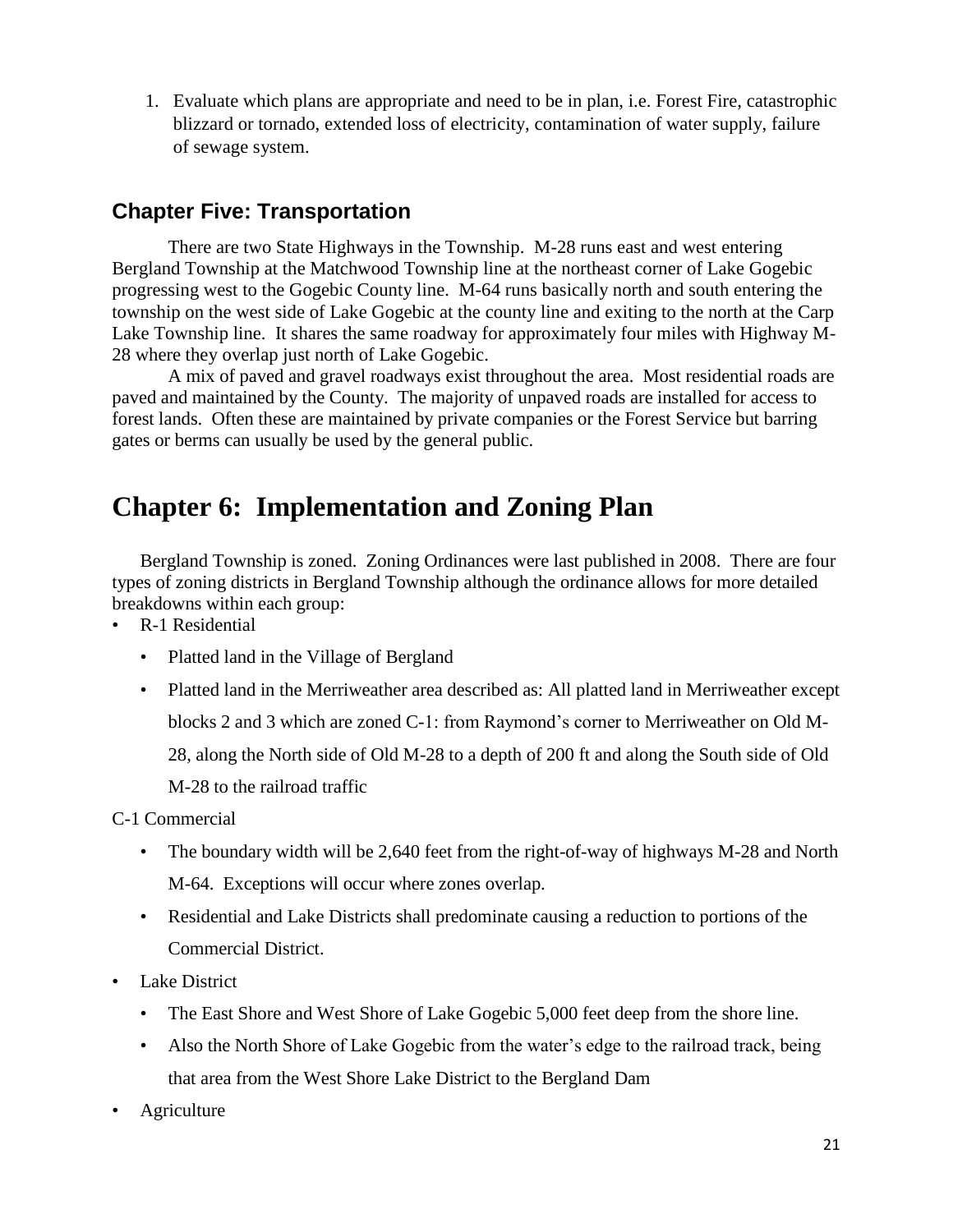1. Evaluate which plans are appropriate and need to be in plan, i.e. Forest Fire, catastrophic blizzard or tornado, extended loss of electricity, contamination of water supply, failure of sewage system.

## Chapter Five: Transportation

There are two State Highways in the Township. M-28 runs east and west entering Bergland Township at the Matchwood Township line at the northeast corner of Lake Gogebic progressing west to the Gogebic County line. M-64 runs basically north and south entering the township on the west side of Lake Gogebic at the county line and exiting to the north at the Carp Lake Township line. It shares the same roadway for approximately four miles with Highway M-28 where they overlap just north of Lake Gogebic.

A mix of paved and gravel roadways exist throughout the area. Most residential roads are paved and maintained by the County. The majority of unpaved roads are installed for access to forest lands. Often these are maintained by private companies or the Forest Service but barring gates or berms can usually be used by the general public.

# Chapter 6: Implementation and Zoning Plan

Bergland Township is zoned. Zoning Ordinances were last published in 2008. There are four types of zoning districts in Bergland Township although the ordinance allows for more detailed breakdowns within each group:

- R-1 Residential
  - Platted land in the Village of Bergland
  - Platted land in the Merriweather area described as: All platted land in Merriweather except blocks 2 and 3 which are zoned C-1: from Raymond's corner to Merriweather on Old M-28, along the North side of Old M-28 to a depth of 200 ft and along the South side of Old M-28 to the railroad traffic

C-1 Commercial

  - The boundary width will be 2,640 feet from the right-of-way of highways M-28 and North M-64. Exceptions will occur where zones overlap.
  - Residential and Lake Districts shall predominate causing a reduction to portions of the Commercial District.

- Lake District
  - The East Shore and West Shore of Lake Gogebic 5,000 feet deep from the shore line.
  - Also the North Shore of Lake Gogebic from the water's edge to the railroad track, being that area from the West Shore Lake District to the Bergland Dam
- Agriculture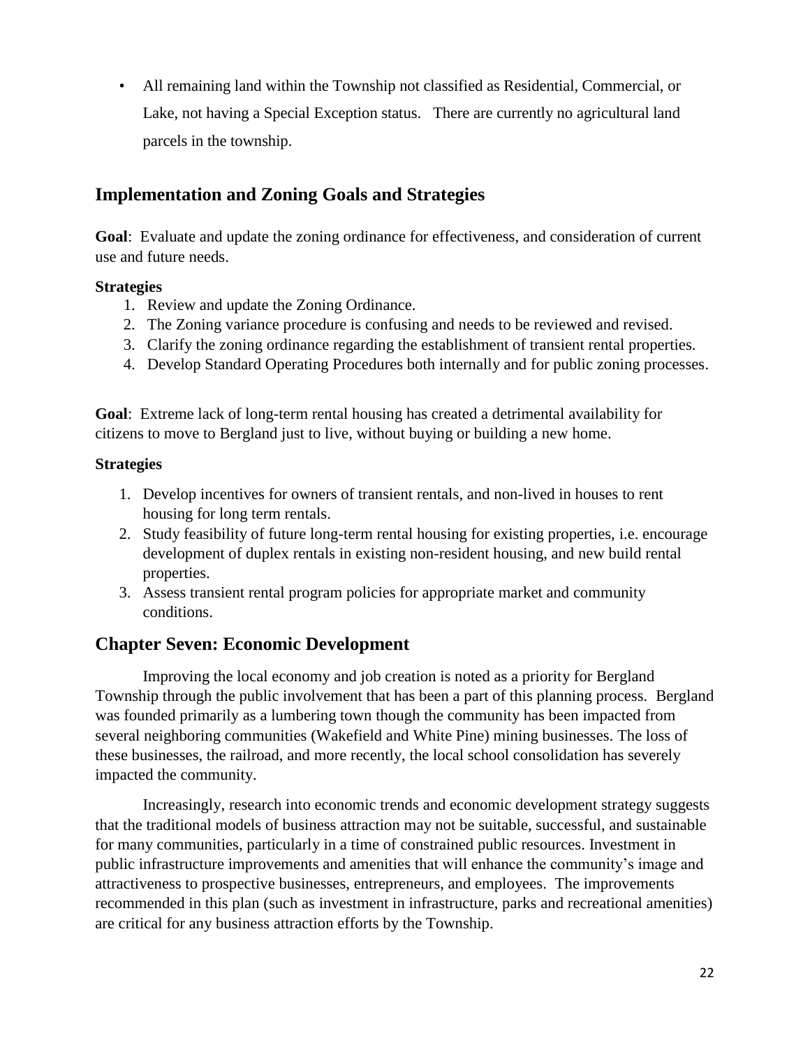- All remaining land within the Township not classified as Residential, Commercial, or Lake, not having a Special Exception status. There are currently no agricultural land parcels in the township.

## Implementation and Zoning Goals and Strategies

**Goal**: Evaluate and update the zoning ordinance for effectiveness, and consideration of current use and future needs.

**Strategies**

1. Review and update the Zoning Ordinance.
2. The Zoning variance procedure is confusing and needs to be reviewed and revised.
3. Clarify the zoning ordinance regarding the establishment of transient rental properties.
4. Develop Standard Operating Procedures both internally and for public zoning processes.

**Goal**: Extreme lack of long-term rental housing has created a detrimental availability for citizens to move to Bergland just to live, without buying or building a new home.

**Strategies**

1. Develop incentives for owners of transient rentals, and non-lived in houses to rent housing for long term rentals.
2. Study feasibility of future long-term rental housing for existing properties, i.e. encourage development of duplex rentals in existing non-resident housing, and new build rental properties.
3. Assess transient rental program policies for appropriate market and community conditions.

## Chapter Seven: Economic Development

Improving the local economy and job creation is noted as a priority for Bergland Township through the public involvement that has been a part of this planning process. Bergland was founded primarily as a lumbering town though the community has been impacted from several neighboring communities (Wakefield and White Pine) mining businesses. The loss of these businesses, the railroad, and more recently, the local school consolidation has severely impacted the community.

Increasingly, research into economic trends and economic development strategy suggests that the traditional models of business attraction may not be suitable, successful, and sustainable for many communities, particularly in a time of constrained public resources. Investment in public infrastructure improvements and amenities that will enhance the community's image and attractiveness to prospective businesses, entrepreneurs, and employees. The improvements recommended in this plan (such as investment in infrastructure, parks and recreational amenities) are critical for any business attraction efforts by the Township.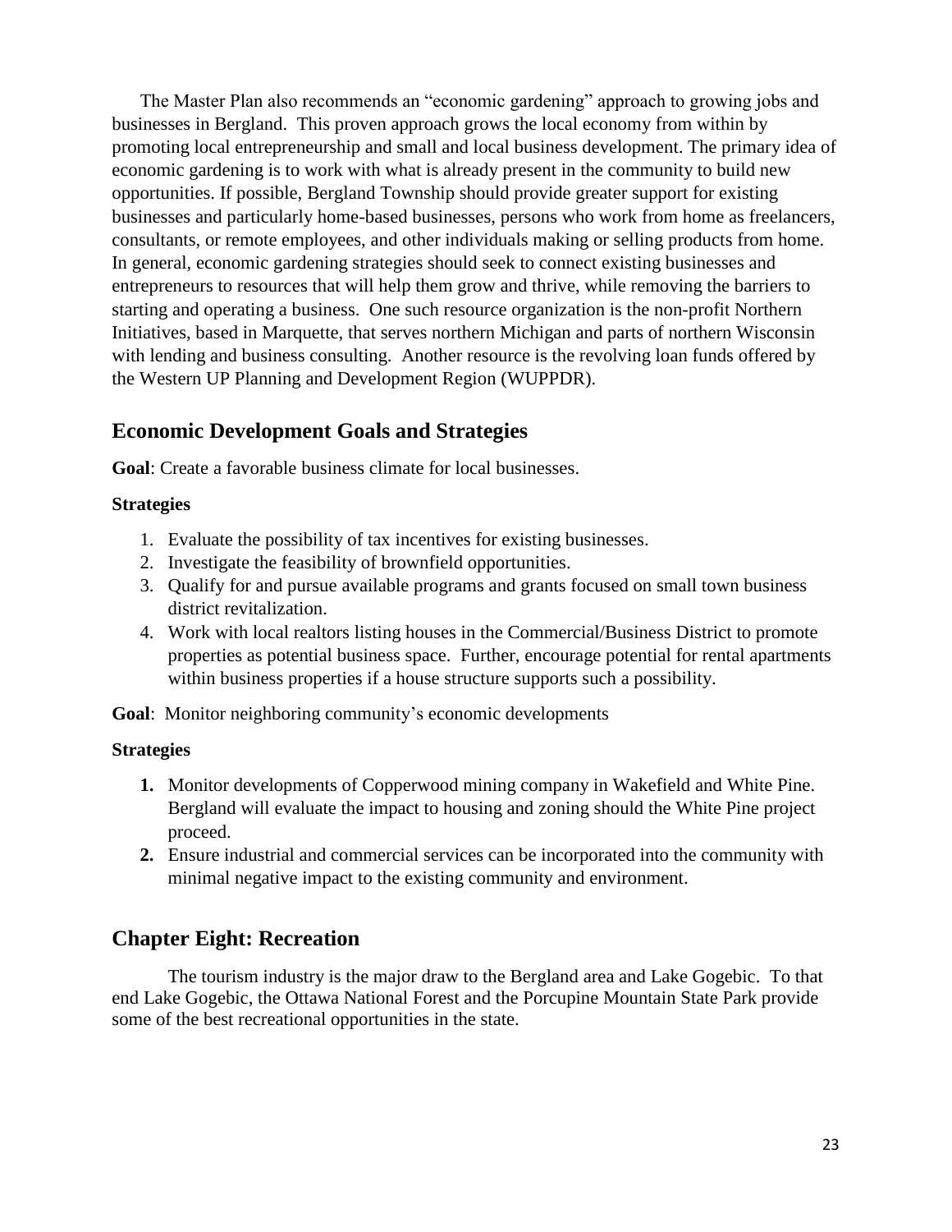The Master Plan also recommends an "economic gardening" approach to growing jobs and businesses in Bergland. This proven approach grows the local economy from within by promoting local entrepreneurship and small and local business development. The primary idea of economic gardening is to work with what is already present in the community to build new opportunities. If possible, Bergland Township should provide greater support for existing businesses and particularly home-based businesses, persons who work from home as freelancers, consultants, or remote employees, and other individuals making or selling products from home. In general, economic gardening strategies should seek to connect existing businesses and entrepreneurs to resources that will help them grow and thrive, while removing the barriers to starting and operating a business. One such resource organization is the non-profit Northern Initiatives, based in Marquette, that serves northern Michigan and parts of northern Wisconsin with lending and business consulting. Another resource is the revolving loan funds offered by the Western UP Planning and Development Region (WUPPDR).

## Economic Development Goals and Strategies

**Goal**: Create a favorable business climate for local businesses.

**Strategies**

1. Evaluate the possibility of tax incentives for existing businesses.
2. Investigate the feasibility of brownfield opportunities.
3. Qualify for and pursue available programs and grants focused on small town business district revitalization.
4. Work with local realtors listing houses in the Commercial/Business District to promote properties as potential business space. Further, encourage potential for rental apartments within business properties if a house structure supports such a possibility.

**Goal**: Monitor neighboring community's economic developments

**Strategies**

1. Monitor developments of Copperwood mining company in Wakefield and White Pine. Bergland will evaluate the impact to housing and zoning should the White Pine project proceed.
2. Ensure industrial and commercial services can be incorporated into the community with minimal negative impact to the existing community and environment.

## Chapter Eight: Recreation

The tourism industry is the major draw to the Bergland area and Lake Gogebic. To that end Lake Gogebic, the Ottawa National Forest and the Porcupine Mountain State Park provide some of the best recreational opportunities in the state.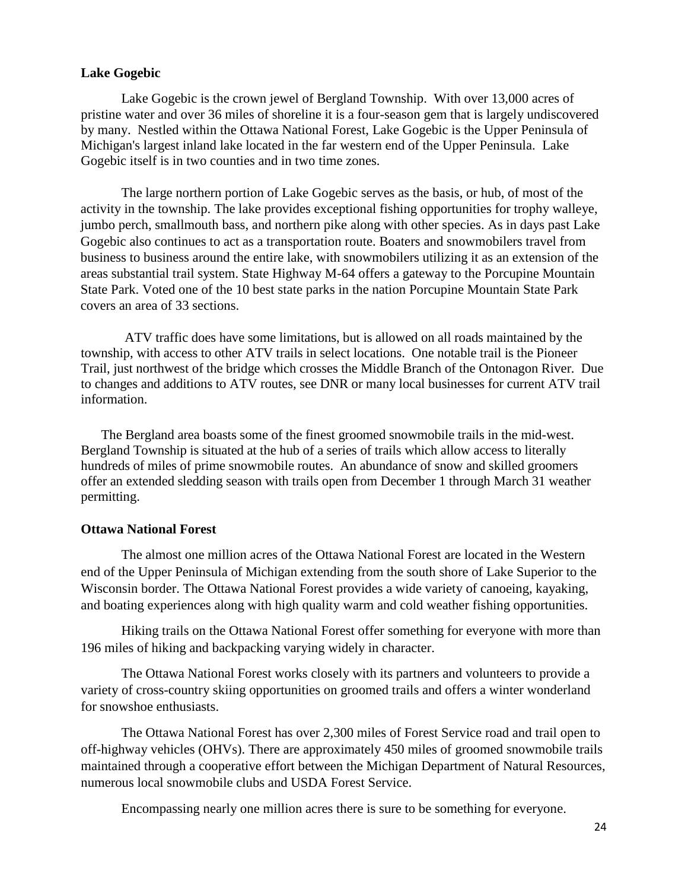**Lake Gogebic**

Lake Gogebic is the crown jewel of Bergland Township. With over 13,000 acres of pristine water and over 36 miles of shoreline it is a four-season gem that is largely undiscovered by many. Nestled within the Ottawa National Forest, Lake Gogebic is the Upper Peninsula of Michigan's largest inland lake located in the far western end of the Upper Peninsula. Lake Gogebic itself is in two counties and in two time zones.

The large northern portion of Lake Gogebic serves as the basis, or hub, of most of the activity in the township. The lake provides exceptional fishing opportunities for trophy walleye, jumbo perch, smallmouth bass, and northern pike along with other species. As in days past Lake Gogebic also continues to act as a transportation route. Boaters and snowmobilers travel from business to business around the entire lake, with snowmobilers utilizing it as an extension of the areas substantial trail system. State Highway M-64 offers a gateway to the Porcupine Mountain State Park. Voted one of the 10 best state parks in the nation Porcupine Mountain State Park covers an area of 33 sections.

ATV traffic does have some limitations, but is allowed on all roads maintained by the township, with access to other ATV trails in select locations. One notable trail is the Pioneer Trail, just northwest of the bridge which crosses the Middle Branch of the Ontonagon River. Due to changes and additions to ATV routes, see DNR or many local businesses for current ATV trail information.

The Bergland area boasts some of the finest groomed snowmobile trails in the mid-west. Bergland Township is situated at the hub of a series of trails which allow access to literally hundreds of miles of prime snowmobile routes. An abundance of snow and skilled groomers offer an extended sledding season with trails open from December 1 through March 31 weather permitting.

**Ottawa National Forest**

The almost one million acres of the Ottawa National Forest are located in the Western end of the Upper Peninsula of Michigan extending from the south shore of Lake Superior to the Wisconsin border. The Ottawa National Forest provides a wide variety of canoeing, kayaking, and boating experiences along with high quality warm and cold weather fishing opportunities.

Hiking trails on the Ottawa National Forest offer something for everyone with more than 196 miles of hiking and backpacking varying widely in character.

The Ottawa National Forest works closely with its partners and volunteers to provide a variety of cross-country skiing opportunities on groomed trails and offers a winter wonderland for snowshoe enthusiasts.

The Ottawa National Forest has over 2,300 miles of Forest Service road and trail open to off-highway vehicles (OHVs). There are approximately 450 miles of groomed snowmobile trails maintained through a cooperative effort between the Michigan Department of Natural Resources, numerous local snowmobile clubs and USDA Forest Service.

Encompassing nearly one million acres there is sure to be something for everyone.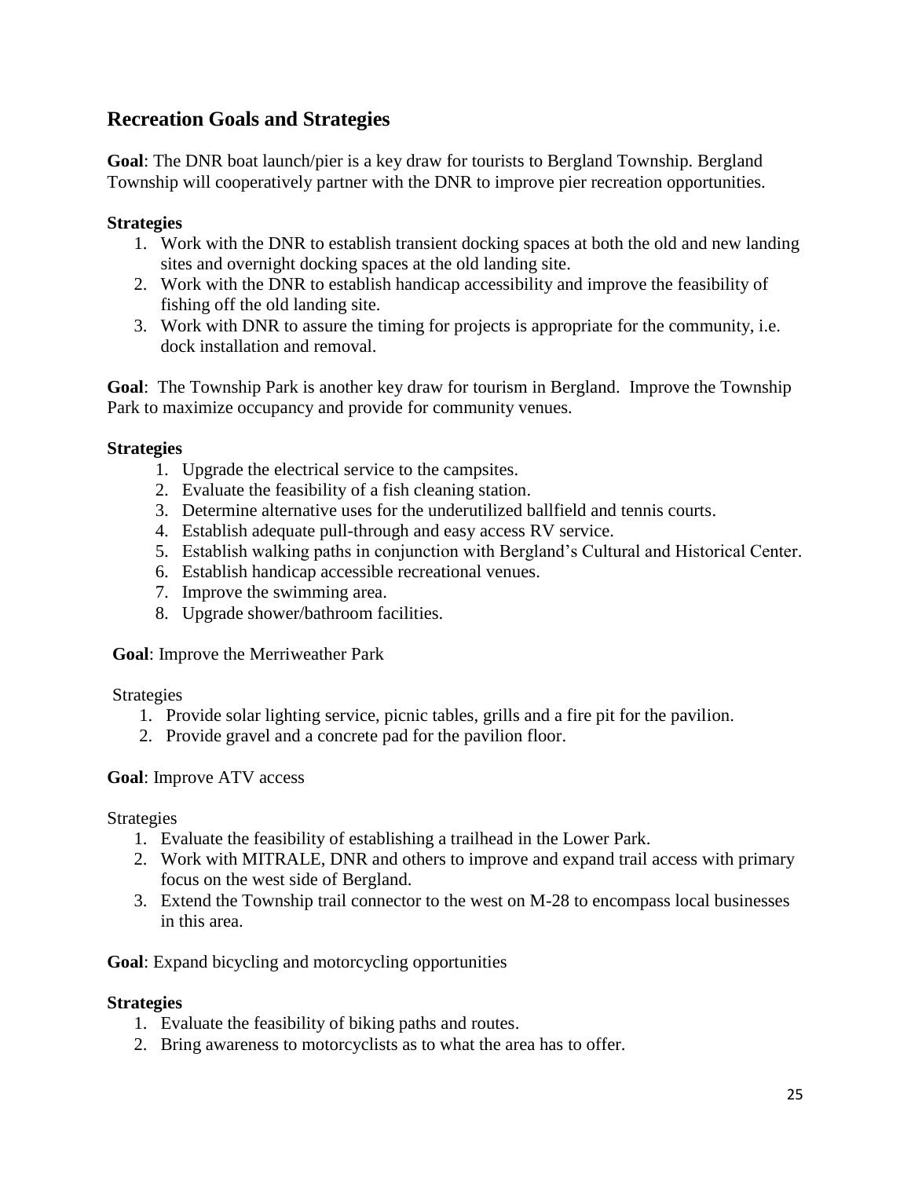## Recreation Goals and Strategies

**Goal**: The DNR boat launch/pier is a key draw for tourists to Bergland Township. Bergland Township will cooperatively partner with the DNR to improve pier recreation opportunities.

**Strategies**

1. Work with the DNR to establish transient docking spaces at both the old and new landing sites and overnight docking spaces at the old landing site.
2. Work with the DNR to establish handicap accessibility and improve the feasibility of fishing off the old landing site.
3. Work with DNR to assure the timing for projects is appropriate for the community, i.e. dock installation and removal.

**Goal**: The Township Park is another key draw for tourism in Bergland. Improve the Township Park to maximize occupancy and provide for community venues.

**Strategies**

1. Upgrade the electrical service to the campsites.
2. Evaluate the feasibility of a fish cleaning station.
3. Determine alternative uses for the underutilized ballfield and tennis courts.
4. Establish adequate pull-through and easy access RV service.
5. Establish walking paths in conjunction with Bergland's Cultural and Historical Center.
6. Establish handicap accessible recreational venues.
7. Improve the swimming area.
8. Upgrade shower/bathroom facilities.

**Goal**: Improve the Merriweather Park

Strategies

1. Provide solar lighting service, picnic tables, grills and a fire pit for the pavilion.
2. Provide gravel and a concrete pad for the pavilion floor.

**Goal**: Improve ATV access

Strategies

1. Evaluate the feasibility of establishing a trailhead in the Lower Park.
2. Work with MITRALE, DNR and others to improve and expand trail access with primary focus on the west side of Bergland.
3. Extend the Township trail connector to the west on M-28 to encompass local businesses in this area.

**Goal**: Expand bicycling and motorcycling opportunities

**Strategies**

1. Evaluate the feasibility of biking paths and routes.
2. Bring awareness to motorcyclists as to what the area has to offer.